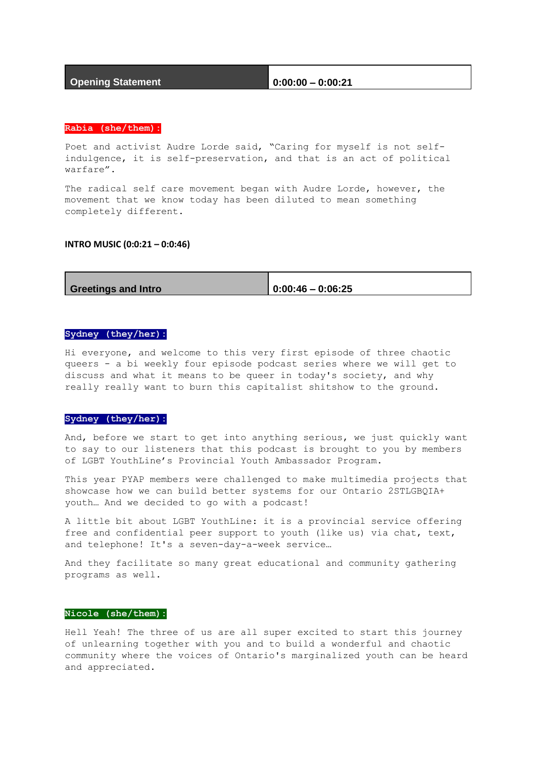| Opening Statement | 0:00:00 – 0:00:21 |
|---|---|

**Rabia (she/them):**

Poet and activist Audre Lorde said, "Caring for myself is not self-indulgence, it is self-preservation, and that is an act of political warfare".

The radical self care movement began with Audre Lorde, however, the movement that we know today has been diluted to mean something completely different.

**INTRO MUSIC (0:0:21 – 0:0:46)**

| Greetings and Intro | 0:00:46 – 0:06:25 |
|---|---|

**Sydney (they/her):**

Hi everyone, and welcome to this very first episode of three chaotic queers - a bi weekly four episode podcast series where we will get to discuss and what it means to be queer in today's society, and why really really want to burn this capitalist shitshow to the ground.

**Sydney (they/her):**

And, before we start to get into anything serious, we just quickly want to say to our listeners that this podcast is brought to you by members of LGBT YouthLine's Provincial Youth Ambassador Program.

This year PYAP members were challenged to make multimedia projects that showcase how we can build better systems for our Ontario 2STLGBQIA+ youth… And we decided to go with a podcast!

A little bit about LGBT YouthLine: it is a provincial service offering free and confidential peer support to youth (like us) via chat, text, and telephone! It's a seven-day-a-week service…

And they facilitate so many great educational and community gathering programs as well.

**Nicole (she/them):**

Hell Yeah! The three of us are all super excited to start this journey of unlearning together with you and to build a wonderful and chaotic community where the voices of Ontario's marginalized youth can be heard and appreciated.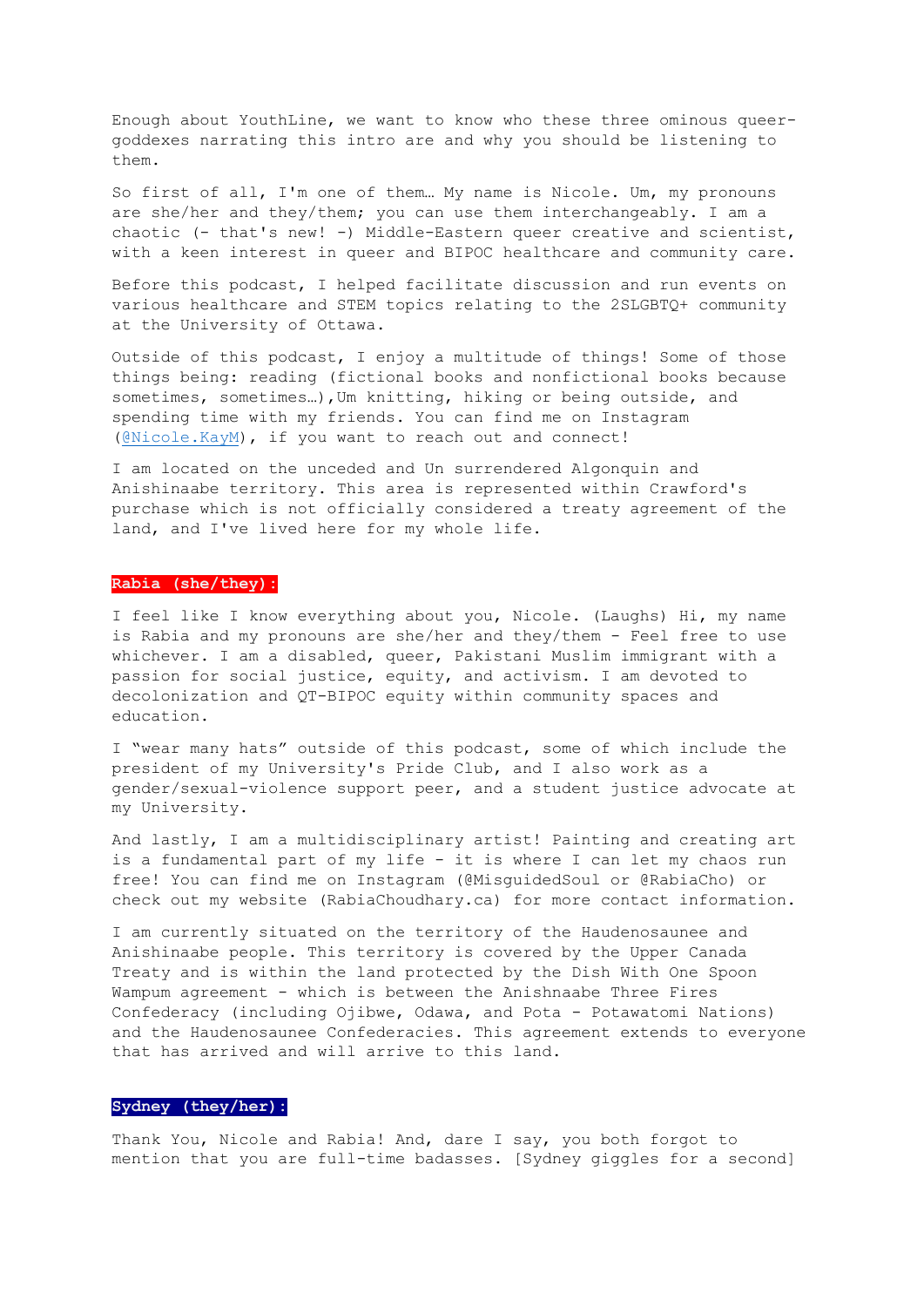Enough about YouthLine, we want to know who these three ominous queer-goddexes narrating this intro are and why you should be listening to them.

So first of all, I'm one of them… My name is Nicole. Um, my pronouns are she/her and they/them; you can use them interchangeably. I am a chaotic (- that's new! -) Middle-Eastern queer creative and scientist, with a keen interest in queer and BIPOC healthcare and community care.

Before this podcast, I helped facilitate discussion and run events on various healthcare and STEM topics relating to the 2SLGBTQ+ community at the University of Ottawa.

Outside of this podcast, I enjoy a multitude of things! Some of those things being: reading (fictional books and nonfictional books because sometimes, sometimes…),Um knitting, hiking or being outside, and spending time with my friends. You can find me on Instagram (@Nicole.KayM), if you want to reach out and connect!

I am located on the unceded and Un surrendered Algonquin and Anishinaabe territory. This area is represented within Crawford's purchase which is not officially considered a treaty agreement of the land, and I've lived here for my whole life.

**Rabia (she/they):**

I feel like I know everything about you, Nicole. (Laughs) Hi, my name is Rabia and my pronouns are she/her and they/them - Feel free to use whichever. I am a disabled, queer, Pakistani Muslim immigrant with a passion for social justice, equity, and activism. I am devoted to decolonization and QT-BIPOC equity within community spaces and education.

I “wear many hats” outside of this podcast, some of which include the president of my University's Pride Club, and I also work as a gender/sexual-violence support peer, and a student justice advocate at my University.

And lastly, I am a multidisciplinary artist! Painting and creating art is a fundamental part of my life - it is where I can let my chaos run free! You can find me on Instagram (@MisguidedSoul or @RabiaCho) or check out my website (RabiaChoudhary.ca) for more contact information.

I am currently situated on the territory of the Haudenosaunee and Anishinaabe people. This territory is covered by the Upper Canada Treaty and is within the land protected by the Dish With One Spoon Wampum agreement - which is between the Anishnaabe Three Fires Confederacy (including Ojibwe, Odawa, and Pota - Potawatomi Nations) and the Haudenosaunee Confederacies. This agreement extends to everyone that has arrived and will arrive to this land.

**Sydney (they/her):**

Thank You, Nicole and Rabia! And, dare I say, you both forgot to mention that you are full-time badasses. [Sydney giggles for a second]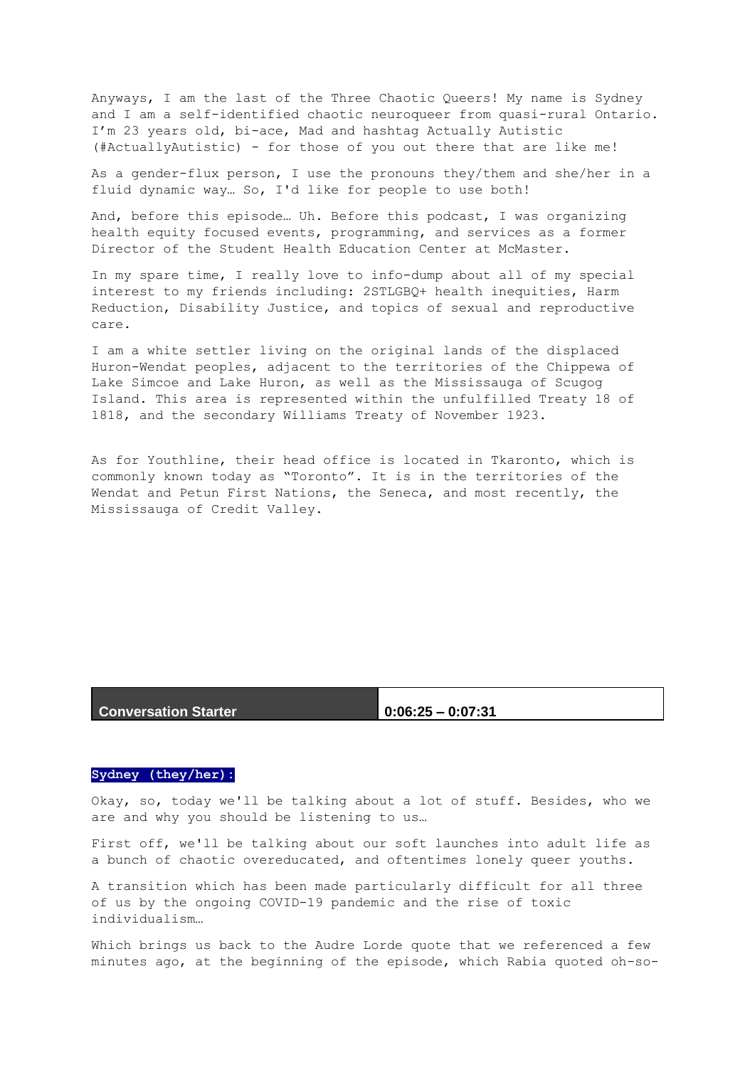Anyways, I am the last of the Three Chaotic Queers! My name is Sydney and I am a self-identified chaotic neuroqueer from quasi-rural Ontario. I'm 23 years old, bi-ace, Mad and hashtag Actually Autistic (#ActuallyAutistic) - for those of you out there that are like me!

As a gender-flux person, I use the pronouns they/them and she/her in a fluid dynamic way… So, I'd like for people to use both!

And, before this episode… Uh. Before this podcast, I was organizing health equity focused events, programming, and services as a former Director of the Student Health Education Center at McMaster.

In my spare time, I really love to info-dump about all of my special interest to my friends including: 2STLGBQ+ health inequities, Harm Reduction, Disability Justice, and topics of sexual and reproductive care.

I am a white settler living on the original lands of the displaced Huron-Wendat peoples, adjacent to the territories of the Chippewa of Lake Simcoe and Lake Huron, as well as the Mississauga of Scugog Island. This area is represented within the unfulfilled Treaty 18 of 1818, and the secondary Williams Treaty of November 1923.

As for Youthline, their head office is located in Tkaronto, which is commonly known today as "Toronto". It is in the territories of the Wendat and Petun First Nations, the Seneca, and most recently, the Mississauga of Credit Valley.

| Conversation Starter | 0:06:25 – 0:07:31 |
| --- | --- |

**Sydney (they/her):**

Okay, so, today we'll be talking about a lot of stuff. Besides, who we are and why you should be listening to us…

First off, we'll be talking about our soft launches into adult life as a bunch of chaotic overeducated, and oftentimes lonely queer youths.

A transition which has been made particularly difficult for all three of us by the ongoing COVID-19 pandemic and the rise of toxic individualism…

Which brings us back to the Audre Lorde quote that we referenced a few minutes ago, at the beginning of the episode, which Rabia quoted oh-so-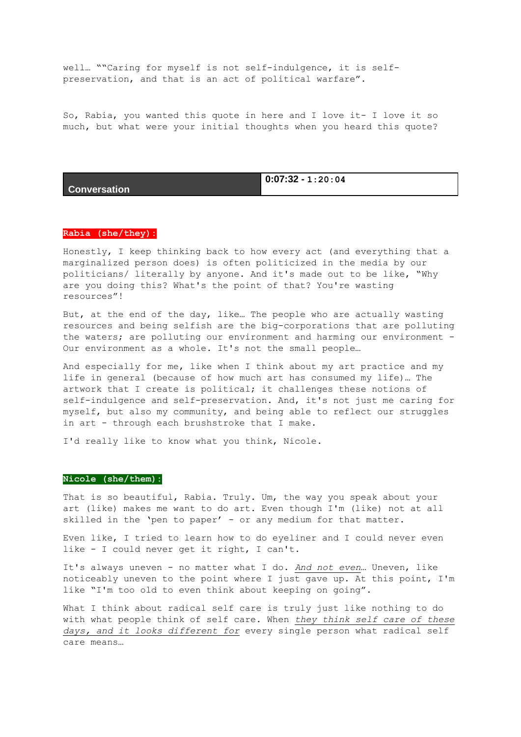well… ""Caring for myself is not self-indulgence, it is self-preservation, and that is an act of political warfare".

So, Rabia, you wanted this quote in here and I love it- I love it so much, but what were your initial thoughts when you heard this quote?

| **Conversation** | **0:07:32 - 1:20:04** |
|---|---|

**Rabia (she/they):**

Honestly, I keep thinking back to how every act (and everything that a marginalized person does) is often politicized in the media by our politicians/ literally by anyone. And it's made out to be like, "Why are you doing this? What's the point of that? You're wasting resources"!

But, at the end of the day, like… The people who are actually wasting resources and being selfish are the big-corporations that are polluting the waters; are polluting our environment and harming our environment - Our environment as a whole. It's not the small people…

And especially for me, like when I think about my art practice and my life in general (because of how much art has consumed my life)… The artwork that I create is political; it challenges these notions of self-indulgence and self-preservation. And, it's not just me caring for myself, but also my community, and being able to reflect our struggles in art - through each brushstroke that I make.

I'd really like to know what you think, Nicole.

**Nicole (she/them):**

That is so beautiful, Rabia. Truly. Um, the way you speak about your art (like) makes me want to do art. Even though I'm (like) not at all skilled in the 'pen to paper' - or any medium for that matter.

Even like, I tried to learn how to do eyeliner and I could never even like - I could never get it right, I can't.

It's always uneven - no matter what I do. *And not even*… Uneven, like noticeably uneven to the point where I just gave up. At this point, I'm like "I'm too old to even think about keeping on going".

What I think about radical self care is truly just like nothing to do with what people think of self care. When *they think self care of these days, and it looks different for* every single person what radical self care means…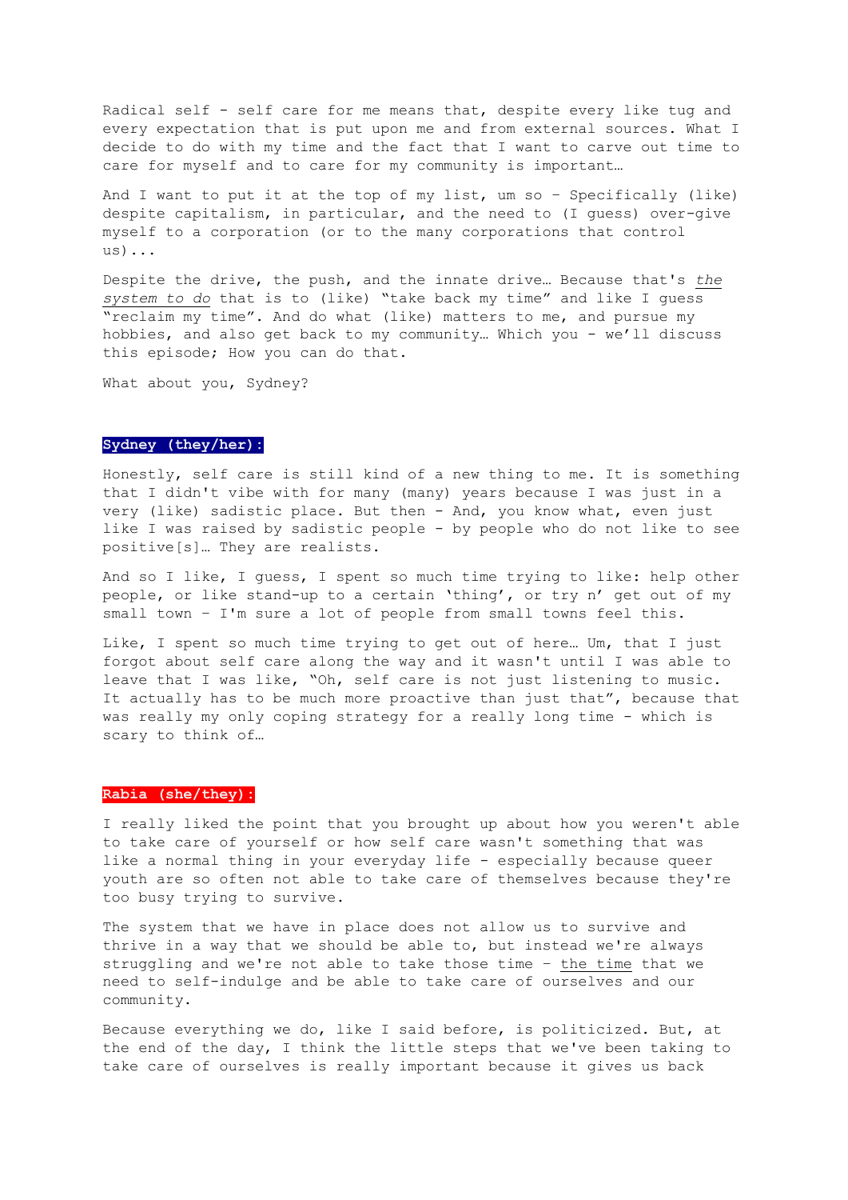Radical self - self care for me means that, despite every like tug and every expectation that is put upon me and from external sources. What I decide to do with my time and the fact that I want to carve out time to care for myself and to care for my community is important…

And I want to put it at the top of my list, um so – Specifically (like) despite capitalism, in particular, and the need to (I guess) over-give myself to a corporation (or to the many corporations that control us)...

Despite the drive, the push, and the innate drive… Because that's *the system to do* that is to (like) "take back my time" and like I guess "reclaim my time". And do what (like) matters to me, and pursue my hobbies, and also get back to my community… Which you - we'll discuss this episode; How you can do that.

What about you, Sydney?

**Sydney (they/her):**

Honestly, self care is still kind of a new thing to me. It is something that I didn't vibe with for many (many) years because I was just in a very (like) sadistic place. But then - And, you know what, even just like I was raised by sadistic people - by people who do not like to see positive[s]… They are realists.

And so I like, I guess, I spent so much time trying to like: help other people, or like stand-up to a certain 'thing', or try n' get out of my small town – I'm sure a lot of people from small towns feel this.

Like, I spent so much time trying to get out of here… Um, that I just forgot about self care along the way and it wasn't until I was able to leave that I was like, "Oh, self care is not just listening to music. It actually has to be much more proactive than just that", because that was really my only coping strategy for a really long time - which is scary to think of…

**Rabia (she/they):**

I really liked the point that you brought up about how you weren't able to take care of yourself or how self care wasn't something that was like a normal thing in your everyday life - especially because queer youth are so often not able to take care of themselves because they're too busy trying to survive.

The system that we have in place does not allow us to survive and thrive in a way that we should be able to, but instead we're always struggling and we're not able to take those time – the time that we need to self-indulge and be able to take care of ourselves and our community.

Because everything we do, like I said before, is politicized. But, at the end of the day, I think the little steps that we've been taking to take care of ourselves is really important because it gives us back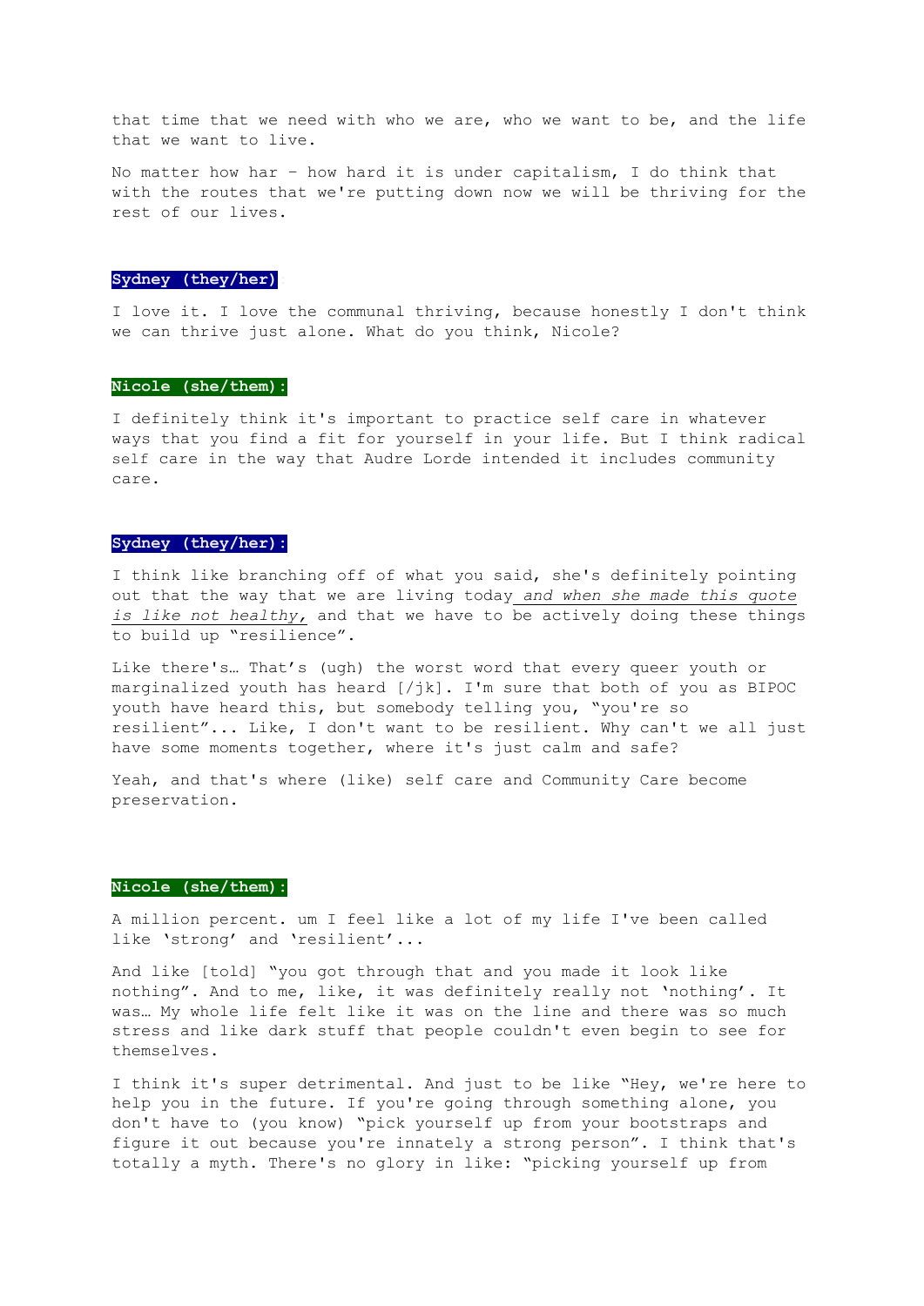that time that we need with who we are, who we want to be, and the life that we want to live.

No matter how har – how hard it is under capitalism, I do think that with the routes that we're putting down now we will be thriving for the rest of our lives.

**Sydney (they/her)**:

I love it. I love the communal thriving, because honestly I don't think we can thrive just alone. What do you think, Nicole?

**Nicole (she/them):**

I definitely think it's important to practice self care in whatever ways that you find a fit for yourself in your life. But I think radical self care in the way that Audre Lorde intended it includes community care.

**Sydney (they/her):**

I think like branching off of what you said, she's definitely pointing out that the way that we are living today *and when she made this quote is like not healthy,* and that we have to be actively doing these things to build up "resilience".

Like there's… That's (ugh) the worst word that every queer youth or marginalized youth has heard [/jk]. I'm sure that both of you as BIPOC youth have heard this, but somebody telling you, "you're so resilient"... Like, I don't want to be resilient. Why can't we all just have some moments together, where it's just calm and safe?

Yeah, and that's where (like) self care and Community Care become preservation.

**Nicole (she/them):**

A million percent. um I feel like a lot of my life I've been called like 'strong' and 'resilient'...

And like [told] "you got through that and you made it look like nothing". And to me, like, it was definitely really not 'nothing'. It was… My whole life felt like it was on the line and there was so much stress and like dark stuff that people couldn't even begin to see for themselves.

I think it's super detrimental. And just to be like "Hey, we're here to help you in the future. If you're going through something alone, you don't have to (you know) "pick yourself up from your bootstraps and figure it out because you're innately a strong person". I think that's totally a myth. There's no glory in like: "picking yourself up from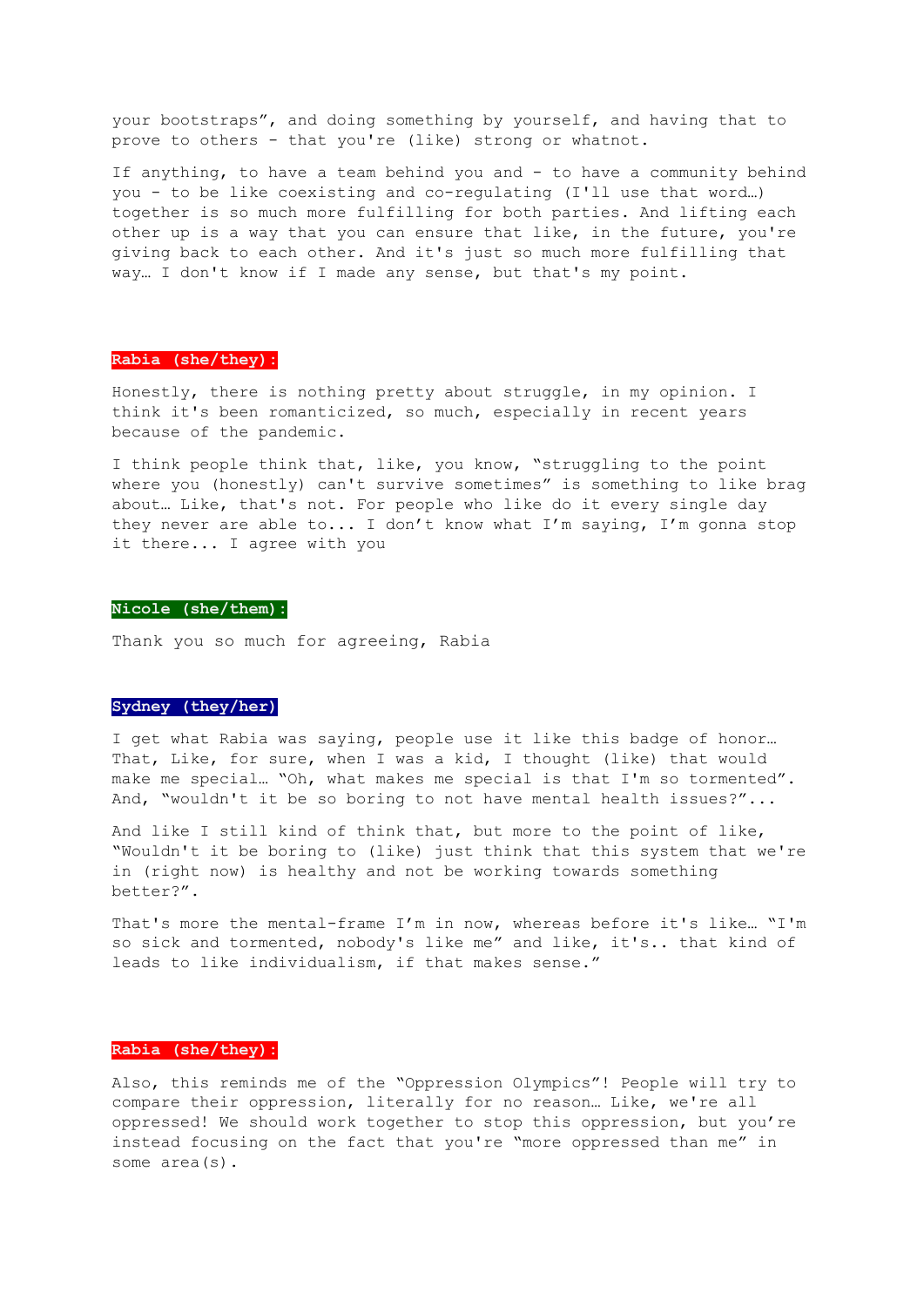your bootstraps", and doing something by yourself, and having that to prove to others - that you're (like) strong or whatnot.

If anything, to have a team behind you and - to have a community behind you - to be like coexisting and co-regulating (I'll use that word…) together is so much more fulfilling for both parties. And lifting each other up is a way that you can ensure that like, in the future, you're giving back to each other. And it's just so much more fulfilling that way… I don't know if I made any sense, but that's my point.

**Rabia (she/they):**

Honestly, there is nothing pretty about struggle, in my opinion. I think it's been romanticized, so much, especially in recent years because of the pandemic.

I think people think that, like, you know, "struggling to the point where you (honestly) can't survive sometimes" is something to like brag about… Like, that's not. For people who like do it every single day they never are able to... I don't know what I'm saying, I'm gonna stop it there... I agree with you

**Nicole (she/them):**

Thank you so much for agreeing, Rabia

**Sydney (they/her)**

I get what Rabia was saying, people use it like this badge of honor… That, Like, for sure, when I was a kid, I thought (like) that would make me special… "Oh, what makes me special is that I'm so tormented". And, "wouldn't it be so boring to not have mental health issues?"...

And like I still kind of think that, but more to the point of like, "Wouldn't it be boring to (like) just think that this system that we're in (right now) is healthy and not be working towards something better?".

That's more the mental-frame I'm in now, whereas before it's like… "I'm so sick and tormented, nobody's like me" and like, it's.. that kind of leads to like individualism, if that makes sense."

**Rabia (she/they):**

Also, this reminds me of the "Oppression Olympics"! People will try to compare their oppression, literally for no reason… Like, we're all oppressed! We should work together to stop this oppression, but you're instead focusing on the fact that you're "more oppressed than me" in some area(s).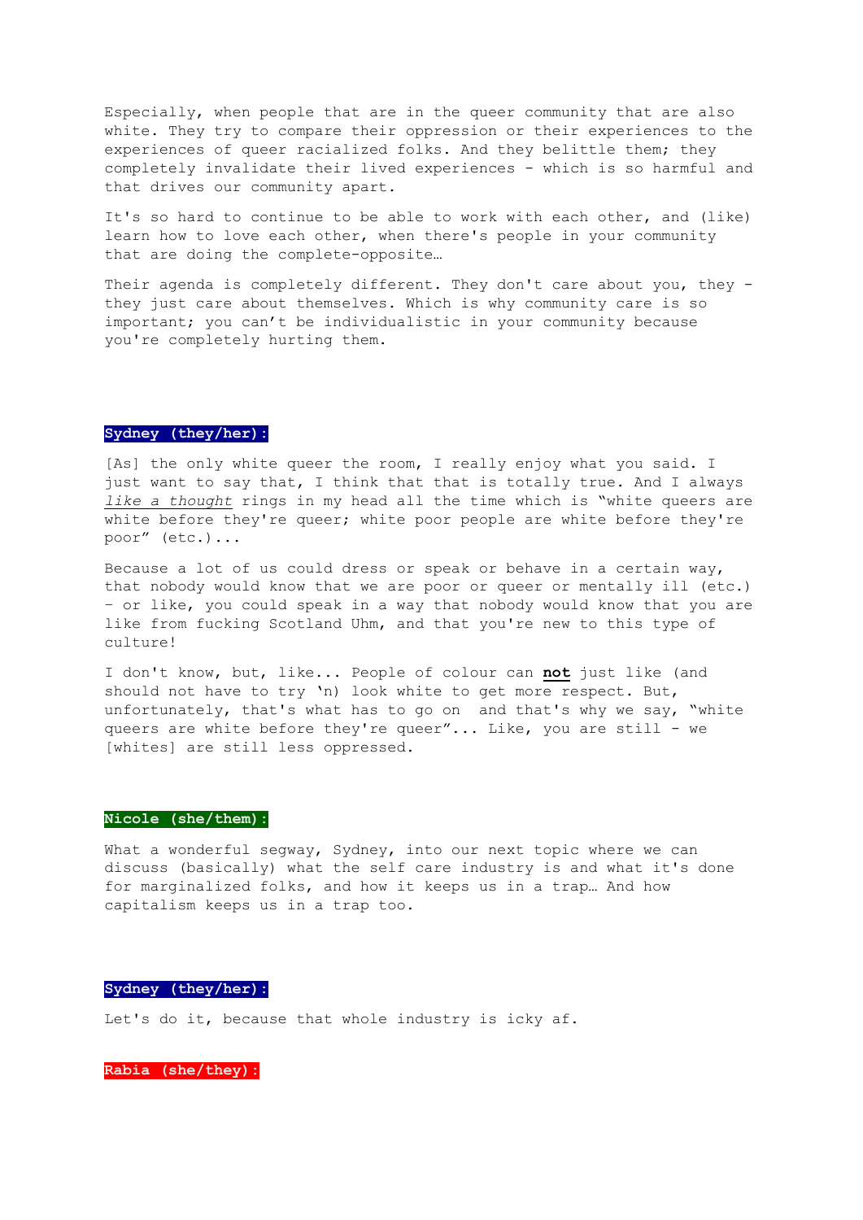Especially, when people that are in the queer community that are also white. They try to compare their oppression or their experiences to the experiences of queer racialized folks. And they belittle them; they completely invalidate their lived experiences - which is so harmful and that drives our community apart.

It's so hard to continue to be able to work with each other, and (like) learn how to love each other, when there's people in your community that are doing the complete-opposite…

Their agenda is completely different. They don't care about you, they - they just care about themselves. Which is why community care is so important; you can't be individualistic in your community because you're completely hurting them.

**Sydney (they/her):**

[As] the only white queer the room, I really enjoy what you said. I just want to say that, I think that that is totally true. And I always *like a thought* rings in my head all the time which is "white queers are white before they're queer; white poor people are white before they're poor" (etc.)...

Because a lot of us could dress or speak or behave in a certain way, that nobody would know that we are poor or queer or mentally ill (etc.) – or like, you could speak in a way that nobody would know that you are like from fucking Scotland Uhm, and that you're new to this type of culture!

I don't know, but, like... People of colour can **not** just like (and should not have to try 'n) look white to get more respect. But, unfortunately, that's what has to go on and that's why we say, "white queers are white before they're queer"... Like, you are still - we [whites] are still less oppressed.

**Nicole (she/them):**

What a wonderful segway, Sydney, into our next topic where we can discuss (basically) what the self care industry is and what it's done for marginalized folks, and how it keeps us in a trap… And how capitalism keeps us in a trap too.

**Sydney (they/her):**

Let's do it, because that whole industry is icky af.

**Rabia (she/they):**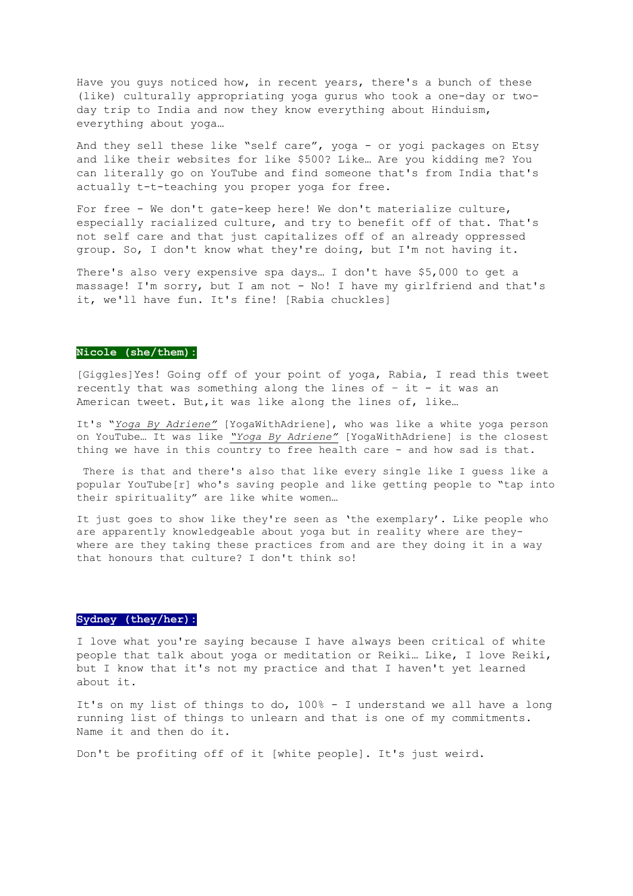Have you guys noticed how, in recent years, there's a bunch of these (like) culturally appropriating yoga gurus who took a one-day or two-day trip to India and now they know everything about Hinduism, everything about yoga…

And they sell these like "self care", yoga - or yogi packages on Etsy and like their websites for like $500? Like… Are you kidding me? You can literally go on YouTube and find someone that's from India that's actually t-t-teaching you proper yoga for free.

For free - We don't gate-keep here! We don't materialize culture, especially racialized culture, and try to benefit off of that. That's not self care and that just capitalizes off of an already oppressed group. So, I don't know what they're doing, but I'm not having it.

There's also very expensive spa days… I don't have $5,000 to get a massage! I'm sorry, but I am not - No! I have my girlfriend and that's it, we'll have fun. It's fine! [Rabia chuckles]

**Nicole (she/them):**

[Giggles]Yes! Going off of your point of yoga, Rabia, I read this tweet recently that was something along the lines of – it - it was an American tweet. But,it was like along the lines of, like…

It's "*Yoga By Adriene*" [YogaWithAdriene], who was like a white yoga person on YouTube… It was like *"Yoga By Adriene"* [YogaWithAdriene] is the closest thing we have in this country to free health care - and how sad is that.

There is that and there's also that like every single like I guess like a popular YouTube[r] who's saving people and like getting people to "tap into their spirituality" are like white women…

It just goes to show like they're seen as 'the exemplary'. Like people who are apparently knowledgeable about yoga but in reality where are they- where are they taking these practices from and are they doing it in a way that honours that culture? I don't think so!

**Sydney (they/her):**

I love what you're saying because I have always been critical of white people that talk about yoga or meditation or Reiki… Like, I love Reiki, but I know that it's not my practice and that I haven't yet learned about it.

It's on my list of things to do, 100% - I understand we all have a long running list of things to unlearn and that is one of my commitments. Name it and then do it.

Don't be profiting off of it [white people]. It's just weird.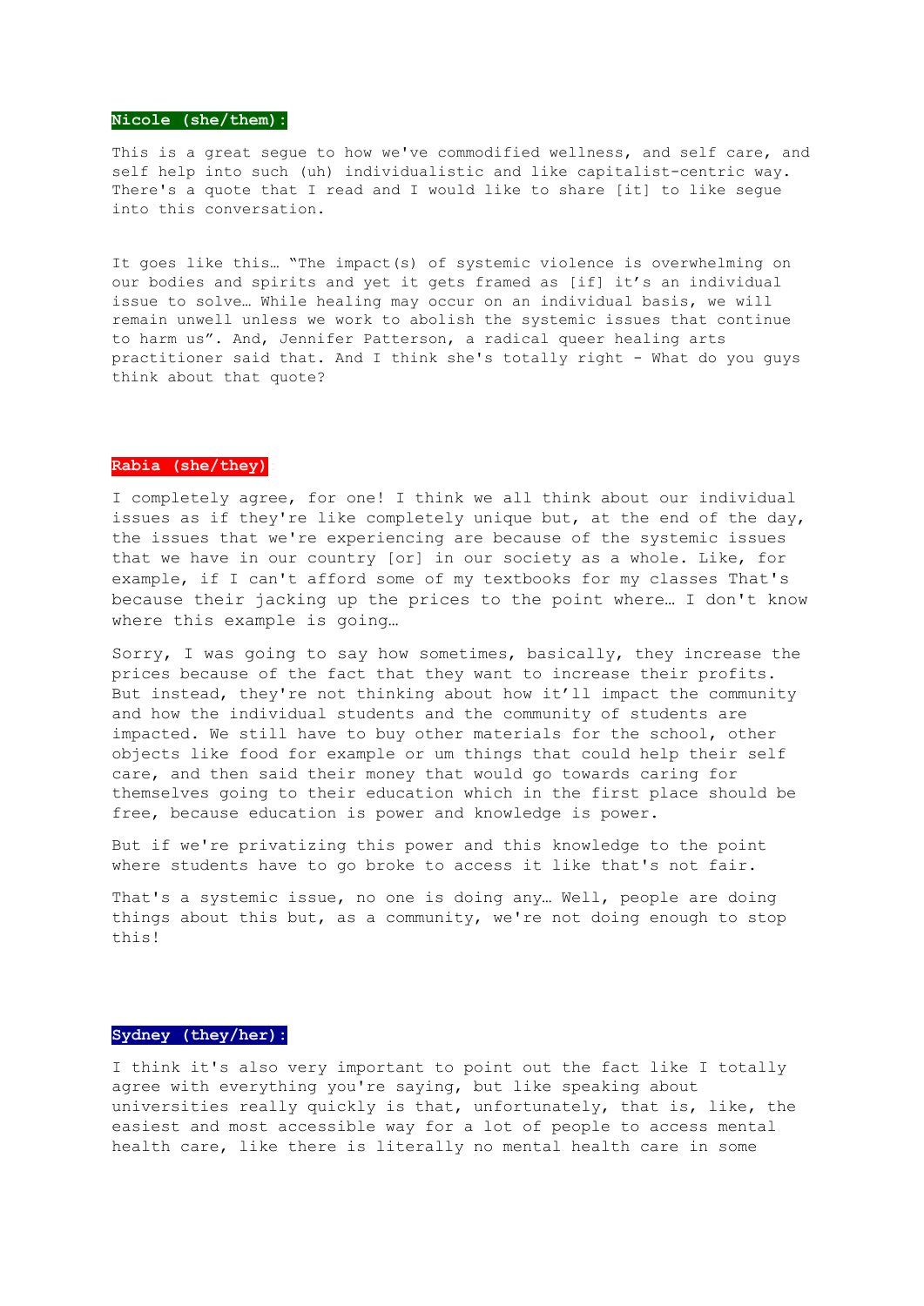**Nicole (she/them):**

This is a great segue to how we've commodified wellness, and self care, and self help into such (uh) individualistic and like capitalist-centric way. There's a quote that I read and I would like to share [it] to like segue into this conversation.

It goes like this… "The impact(s) of systemic violence is overwhelming on our bodies and spirits and yet it gets framed as [if] it's an individual issue to solve… While healing may occur on an individual basis, we will remain unwell unless we work to abolish the systemic issues that continue to harm us". And, Jennifer Patterson, a radical queer healing arts practitioner said that. And I think she's totally right - What do you guys think about that quote?

**Rabia (she/they)**

I completely agree, for one! I think we all think about our individual issues as if they're like completely unique but, at the end of the day, the issues that we're experiencing are because of the systemic issues that we have in our country [or] in our society as a whole. Like, for example, if I can't afford some of my textbooks for my classes That's because their jacking up the prices to the point where… I don't know where this example is going…

Sorry, I was going to say how sometimes, basically, they increase the prices because of the fact that they want to increase their profits. But instead, they're not thinking about how it'll impact the community and how the individual students and the community of students are impacted. We still have to buy other materials for the school, other objects like food for example or um things that could help their self care, and then said their money that would go towards caring for themselves going to their education which in the first place should be free, because education is power and knowledge is power.

But if we're privatizing this power and this knowledge to the point where students have to go broke to access it like that's not fair.

That's a systemic issue, no one is doing any… Well, people are doing things about this but, as a community, we're not doing enough to stop this!

**Sydney (they/her):**

I think it's also very important to point out the fact like I totally agree with everything you're saying, but like speaking about universities really quickly is that, unfortunately, that is, like, the easiest and most accessible way for a lot of people to access mental health care, like there is literally no mental health care in some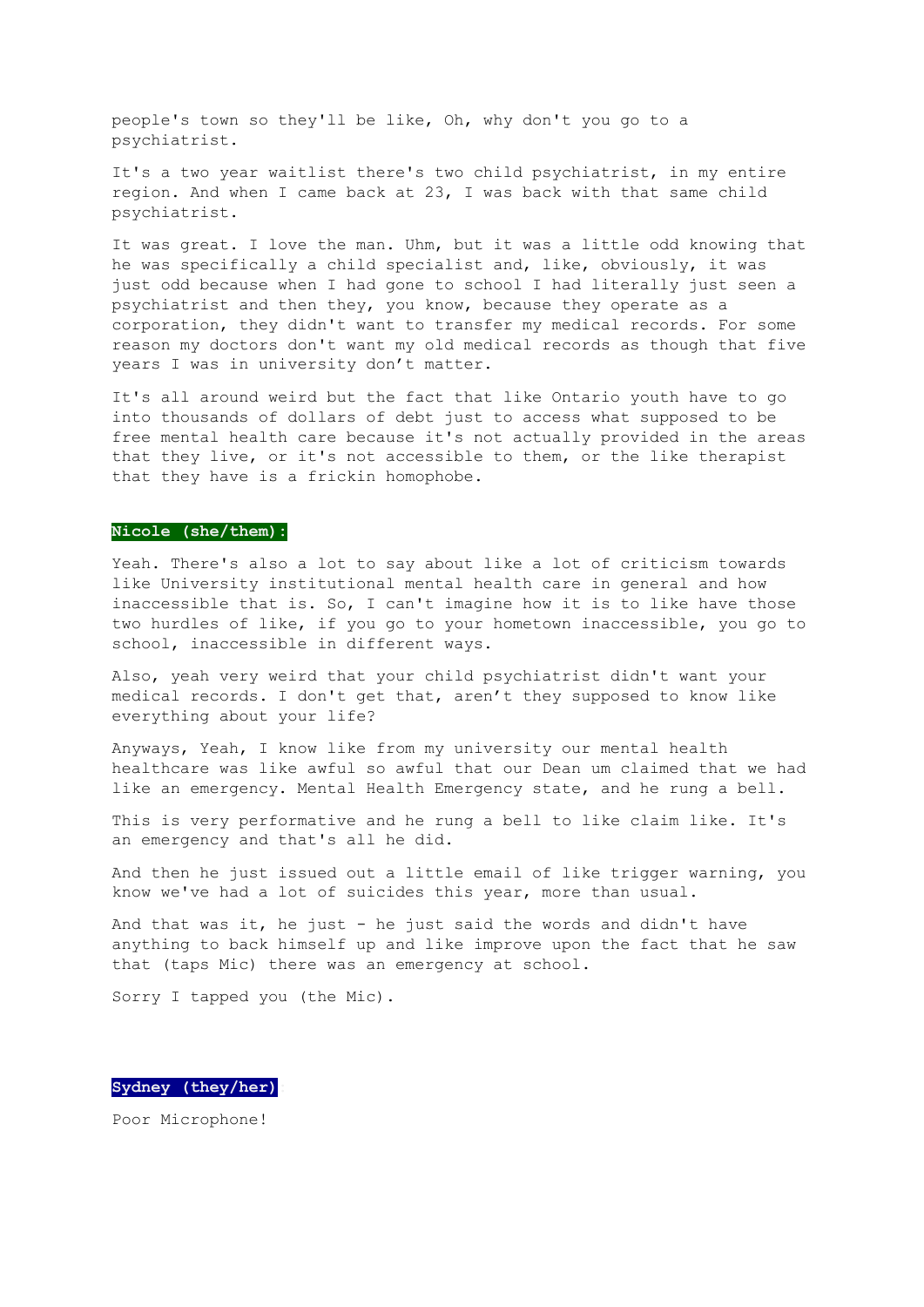people's town so they'll be like, Oh, why don't you go to a psychiatrist.

It's a two year waitlist there's two child psychiatrist, in my entire region. And when I came back at 23, I was back with that same child psychiatrist.

It was great. I love the man. Uhm, but it was a little odd knowing that he was specifically a child specialist and, like, obviously, it was just odd because when I had gone to school I had literally just seen a psychiatrist and then they, you know, because they operate as a corporation, they didn't want to transfer my medical records. For some reason my doctors don't want my old medical records as though that five years I was in university don't matter.

It's all around weird but the fact that like Ontario youth have to go into thousands of dollars of debt just to access what supposed to be free mental health care because it's not actually provided in the areas that they live, or it's not accessible to them, or the like therapist that they have is a frickin homophobe.

**Nicole (she/them):**

Yeah. There's also a lot to say about like a lot of criticism towards like University institutional mental health care in general and how inaccessible that is. So, I can't imagine how it is to like have those two hurdles of like, if you go to your hometown inaccessible, you go to school, inaccessible in different ways.

Also, yeah very weird that your child psychiatrist didn't want your medical records. I don't get that, aren't they supposed to know like everything about your life?

Anyways, Yeah, I know like from my university our mental health healthcare was like awful so awful that our Dean um claimed that we had like an emergency. Mental Health Emergency state, and he rung a bell.

This is very performative and he rung a bell to like claim like. It's an emergency and that's all he did.

And then he just issued out a little email of like trigger warning, you know we've had a lot of suicides this year, more than usual.

And that was it, he just - he just said the words and didn't have anything to back himself up and like improve upon the fact that he saw that (taps Mic) there was an emergency at school.

Sorry I tapped you (the Mic).

**Sydney (they/her)**

Poor Microphone!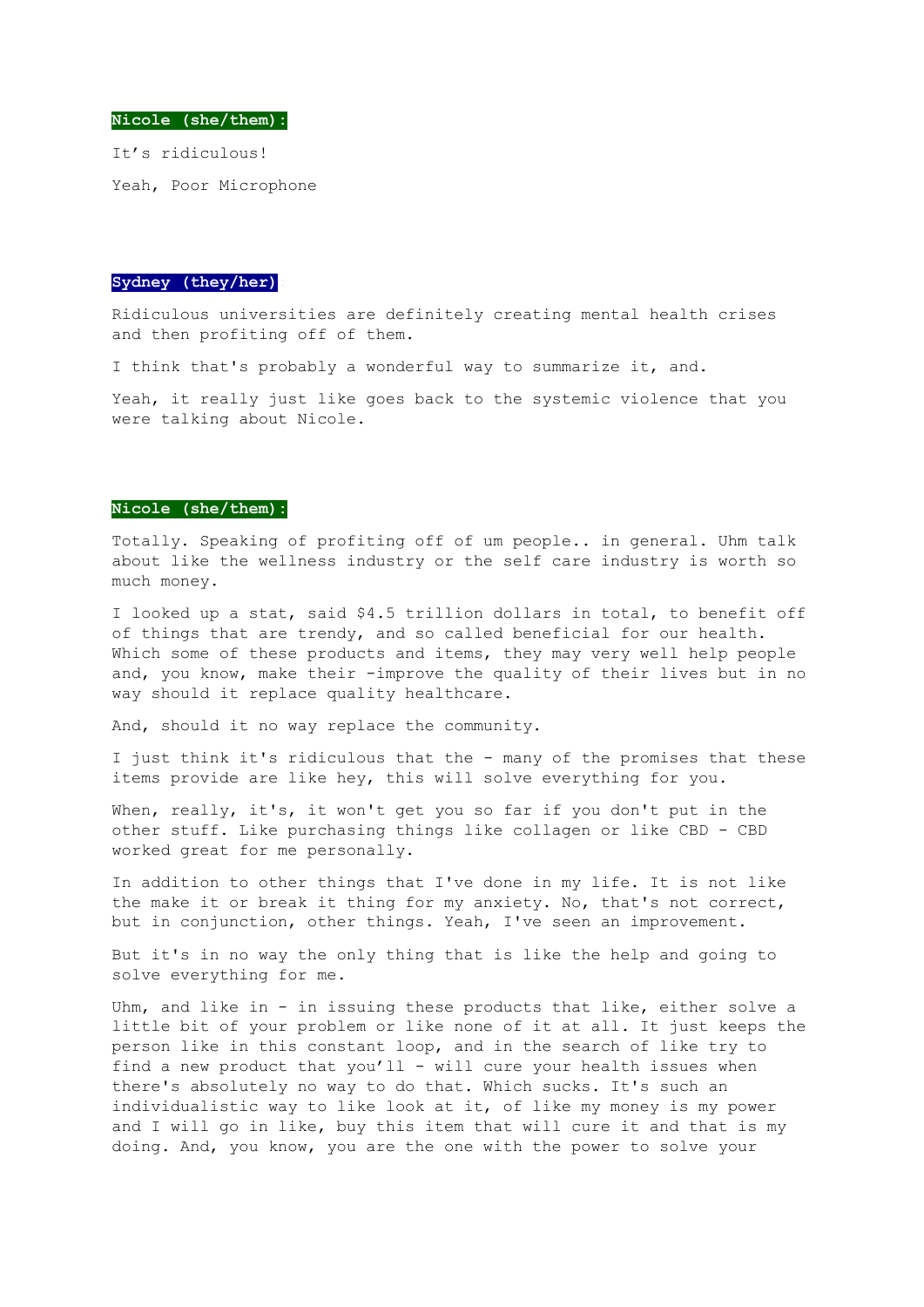**Nicole (she/them):**

It's ridiculous!

Yeah, Poor Microphone

**Sydney (they/her)**:

Ridiculous universities are definitely creating mental health crises and then profiting off of them.

I think that's probably a wonderful way to summarize it, and.

Yeah, it really just like goes back to the systemic violence that you were talking about Nicole.

**Nicole (she/them):**

Totally. Speaking of profiting off of um people.. in general. Uhm talk about like the wellness industry or the self care industry is worth so much money.

I looked up a stat, said $4.5 trillion dollars in total, to benefit off of things that are trendy, and so called beneficial for our health. Which some of these products and items, they may very well help people and, you know, make their -improve the quality of their lives but in no way should it replace quality healthcare.

And, should it no way replace the community.

I just think it's ridiculous that the - many of the promises that these items provide are like hey, this will solve everything for you.

When, really, it's, it won't get you so far if you don't put in the other stuff. Like purchasing things like collagen or like CBD - CBD worked great for me personally.

In addition to other things that I've done in my life. It is not like the make it or break it thing for my anxiety. No, that's not correct, but in conjunction, other things. Yeah, I've seen an improvement.

But it's in no way the only thing that is like the help and going to solve everything for me.

Uhm, and like in - in issuing these products that like, either solve a little bit of your problem or like none of it at all. It just keeps the person like in this constant loop, and in the search of like try to find a new product that you'll - will cure your health issues when there's absolutely no way to do that. Which sucks. It's such an individualistic way to like look at it, of like my money is my power and I will go in like, buy this item that will cure it and that is my doing. And, you know, you are the one with the power to solve your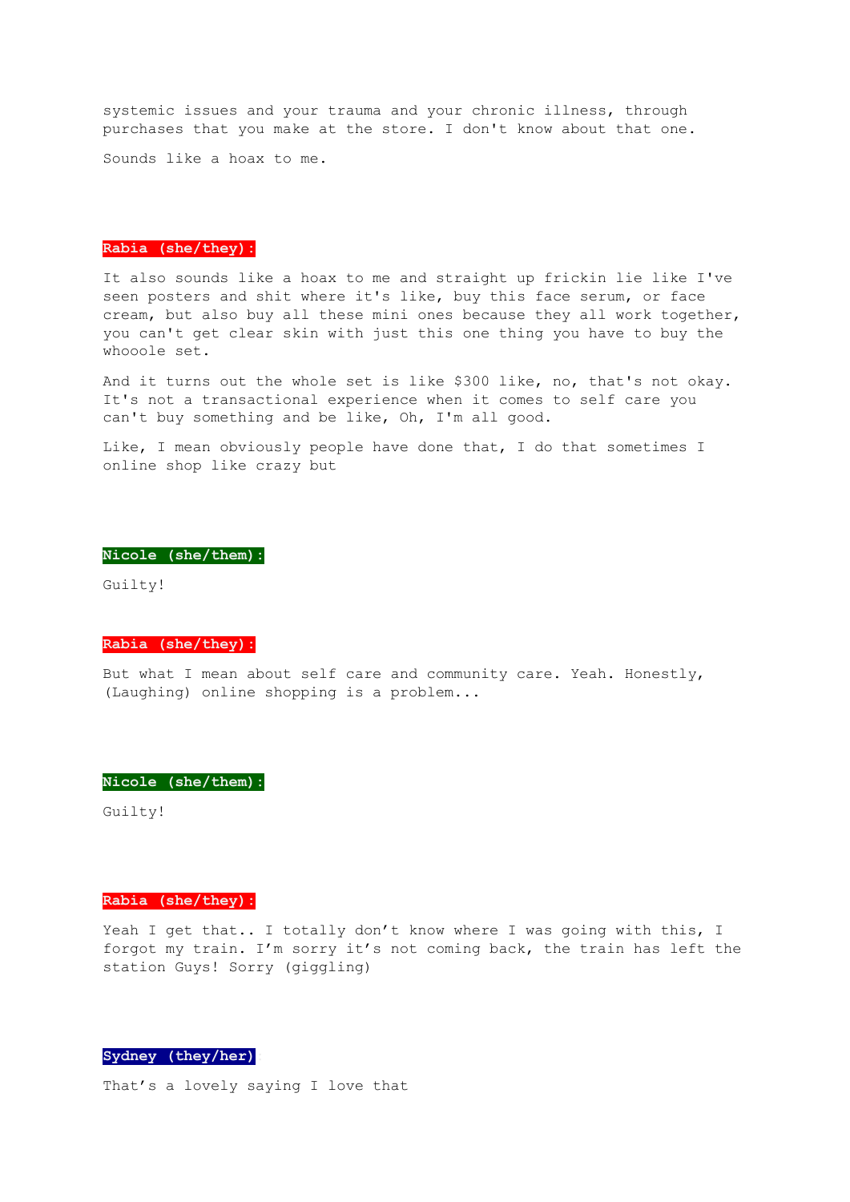systemic issues and your trauma and your chronic illness, through purchases that you make at the store. I don't know about that one.

Sounds like a hoax to me.

**Rabia (she/they):**

It also sounds like a hoax to me and straight up frickin lie like I've seen posters and shit where it's like, buy this face serum, or face cream, but also buy all these mini ones because they all work together, you can't get clear skin with just this one thing you have to buy the whooole set.

And it turns out the whole set is like $300 like, no, that's not okay. It's not a transactional experience when it comes to self care you can't buy something and be like, Oh, I'm all good.

Like, I mean obviously people have done that, I do that sometimes I online shop like crazy but

**Nicole (she/them):**

Guilty!

**Rabia (she/they):**

But what I mean about self care and community care. Yeah. Honestly, (Laughing) online shopping is a problem...

**Nicole (she/them):**

Guilty!

**Rabia (she/they):**

Yeah I get that.. I totally don't know where I was going with this, I forgot my train. I'm sorry it's not coming back, the train has left the station Guys! Sorry (giggling)

**Sydney (they/her)**:

That's a lovely saying I love that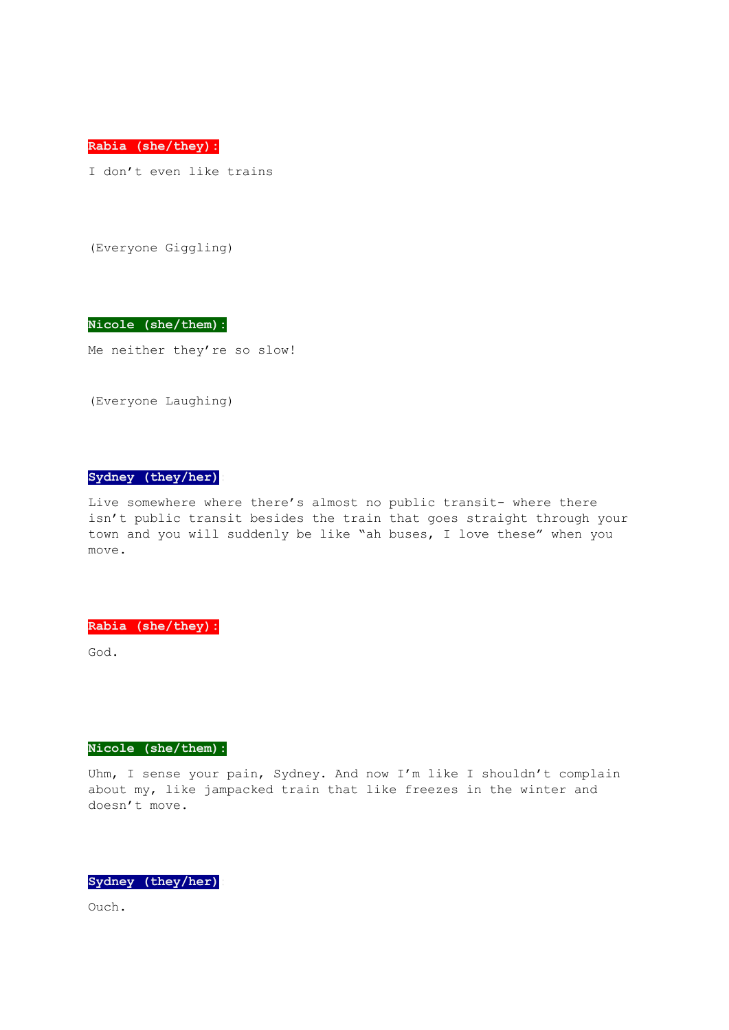**Rabia (she/they):**

I don't even like trains

(Everyone Giggling)

**Nicole (she/them):**

Me neither they're so slow!

(Everyone Laughing)

**Sydney (they/her)**

Live somewhere where there's almost no public transit- where there isn't public transit besides the train that goes straight through your town and you will suddenly be like "ah buses, I love these" when you move.

**Rabia (she/they):**

God.

**Nicole (she/them):**

Uhm, I sense your pain, Sydney. And now I'm like I shouldn't complain about my, like jampacked train that like freezes in the winter and doesn't move.

**Sydney (they/her)**

Ouch.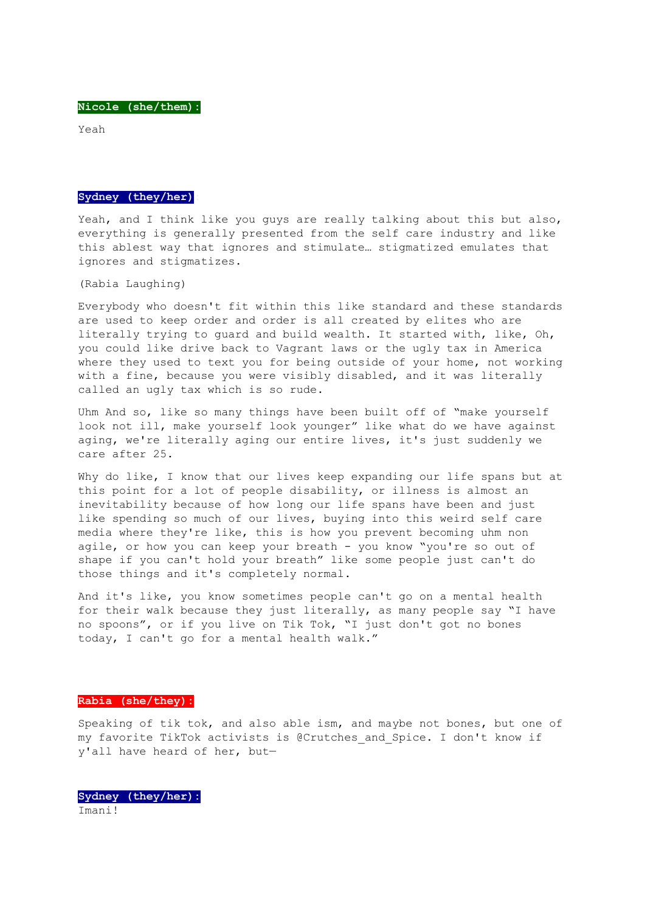**Nicole (she/them):**

Yeah

**Sydney (they/her)**

Yeah, and I think like you guys are really talking about this but also, everything is generally presented from the self care industry and like this ablest way that ignores and stimulate… stigmatized emulates that ignores and stigmatizes.

(Rabia Laughing)

Everybody who doesn't fit within this like standard and these standards are used to keep order and order is all created by elites who are literally trying to guard and build wealth. It started with, like, Oh, you could like drive back to Vagrant laws or the ugly tax in America where they used to text you for being outside of your home, not working with a fine, because you were visibly disabled, and it was literally called an ugly tax which is so rude.

Uhm And so, like so many things have been built off of "make yourself look not ill, make yourself look younger" like what do we have against aging, we're literally aging our entire lives, it's just suddenly we care after 25.

Why do like, I know that our lives keep expanding our life spans but at this point for a lot of people disability, or illness is almost an inevitability because of how long our life spans have been and just like spending so much of our lives, buying into this weird self care media where they're like, this is how you prevent becoming uhm non agile, or how you can keep your breath - you know "you're so out of shape if you can't hold your breath" like some people just can't do those things and it's completely normal.

And it's like, you know sometimes people can't go on a mental health for their walk because they just literally, as many people say "I have no spoons", or if you live on Tik Tok, "I just don't got no bones today, I can't go for a mental health walk."

**Rabia (she/they):**

Speaking of tik tok, and also able ism, and maybe not bones, but one of my favorite TikTok activists is @Crutches_and_Spice. I don't know if y'all have heard of her, but—

**Sydney (they/her):**

Imani!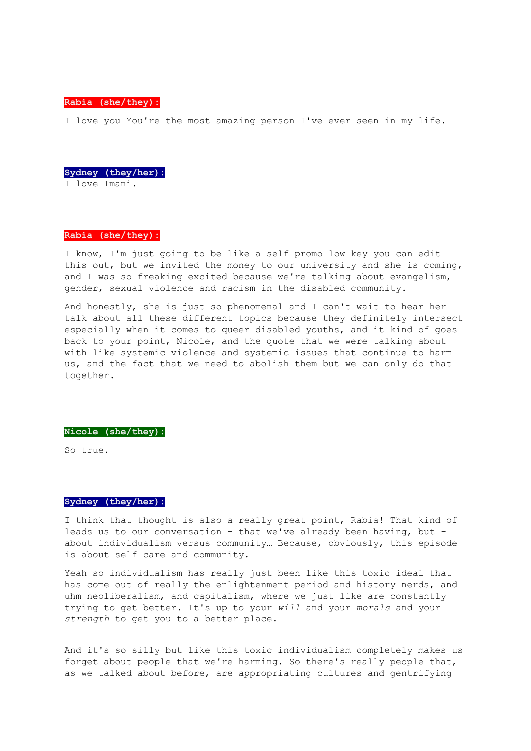**Rabia (she/they):**

I love you You're the most amazing person I've ever seen in my life.

**Sydney (they/her):**
I love Imani.

**Rabia (she/they):**

I know, I'm just going to be like a self promo low key you can edit this out, but we invited the money to our university and she is coming, and I was so freaking excited because we're talking about evangelism, gender, sexual violence and racism in the disabled community.

And honestly, she is just so phenomenal and I can't wait to hear her talk about all these different topics because they definitely intersect especially when it comes to queer disabled youths, and it kind of goes back to your point, Nicole, and the quote that we were talking about with like systemic violence and systemic issues that continue to harm us, and the fact that we need to abolish them but we can only do that together.

**Nicole (she/they):**

So true.

**Sydney (they/her):**

I think that thought is also a really great point, Rabia! That kind of leads us to our conversation - that we've already been having, but - about individualism versus community… Because, obviously, this episode is about self care and community.

Yeah so individualism has really just been like this toxic ideal that has come out of really the enlightenment period and history nerds, and uhm neoliberalism, and capitalism, where we just like are constantly trying to get better. It's up to your *will* and your *morals* and your *strength* to get you to a better place.

And it's so silly but like this toxic individualism completely makes us forget about people that we're harming. So there's really people that, as we talked about before, are appropriating cultures and gentrifying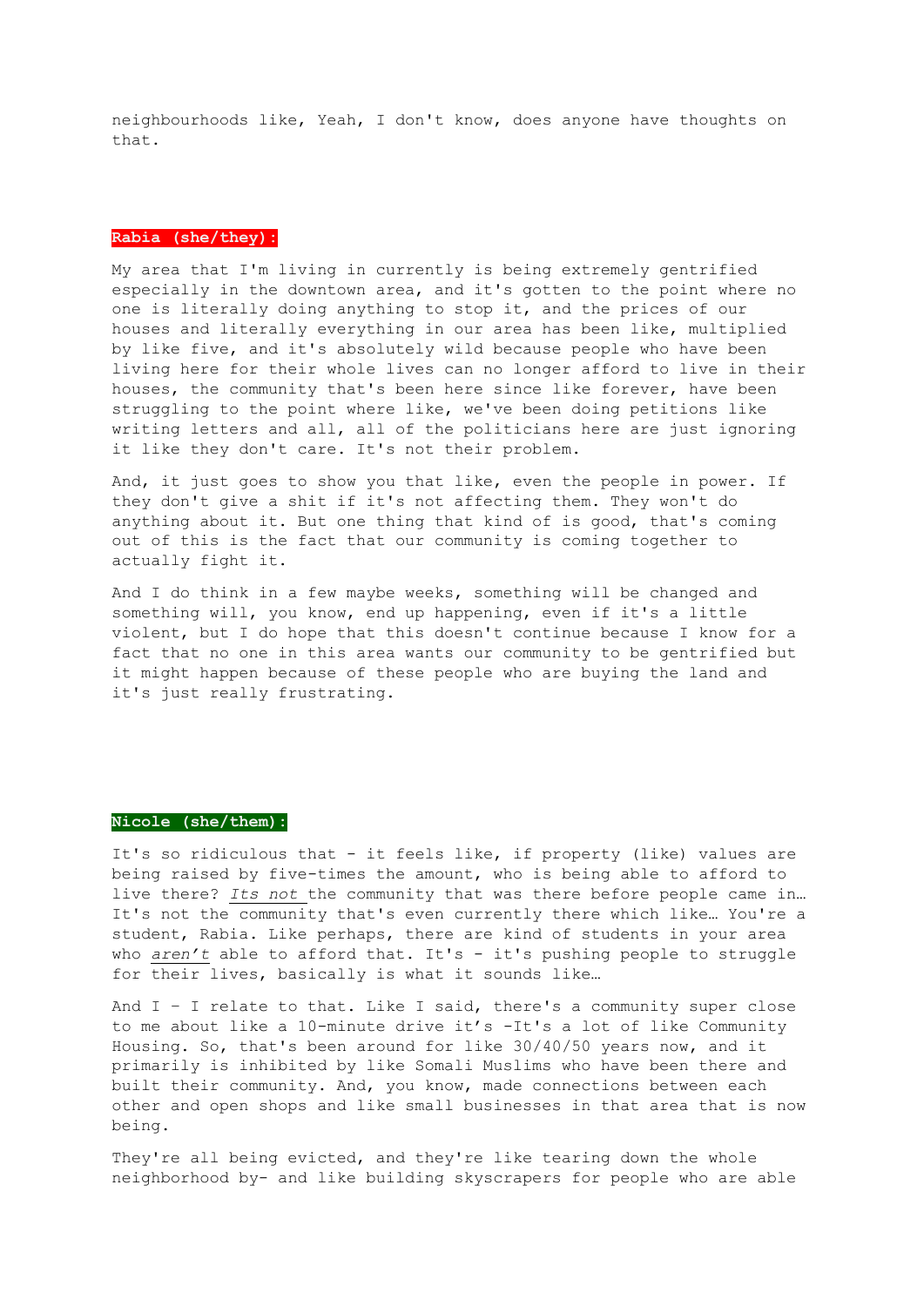neighbourhoods like, Yeah, I don't know, does anyone have thoughts on that.

**Rabia (she/they):**

My area that I'm living in currently is being extremely gentrified especially in the downtown area, and it's gotten to the point where no one is literally doing anything to stop it, and the prices of our houses and literally everything in our area has been like, multiplied by like five, and it's absolutely wild because people who have been living here for their whole lives can no longer afford to live in their houses, the community that's been here since like forever, have been struggling to the point where like, we've been doing petitions like writing letters and all, all of the politicians here are just ignoring it like they don't care. It's not their problem.

And, it just goes to show you that like, even the people in power. If they don't give a shit if it's not affecting them. They won't do anything about it. But one thing that kind of is good, that's coming out of this is the fact that our community is coming together to actually fight it.

And I do think in a few maybe weeks, something will be changed and something will, you know, end up happening, even if it's a little violent, but I do hope that this doesn't continue because I know for a fact that no one in this area wants our community to be gentrified but it might happen because of these people who are buying the land and it's just really frustrating.

**Nicole (she/them):**

It's so ridiculous that - it feels like, if property (like) values are being raised by five-times the amount, who is being able to afford to live there? *Its not* the community that was there before people came in… It's not the community that's even currently there which like… You're a student, Rabia. Like perhaps, there are kind of students in your area who *aren't* able to afford that. It's - it's pushing people to struggle for their lives, basically is what it sounds like…

And I – I relate to that. Like I said, there's a community super close to me about like a 10-minute drive it's -It's a lot of like Community Housing. So, that's been around for like 30/40/50 years now, and it primarily is inhibited by like Somali Muslims who have been there and built their community. And, you know, made connections between each other and open shops and like small businesses in that area that is now being.

They're all being evicted, and they're like tearing down the whole neighborhood by- and like building skyscrapers for people who are able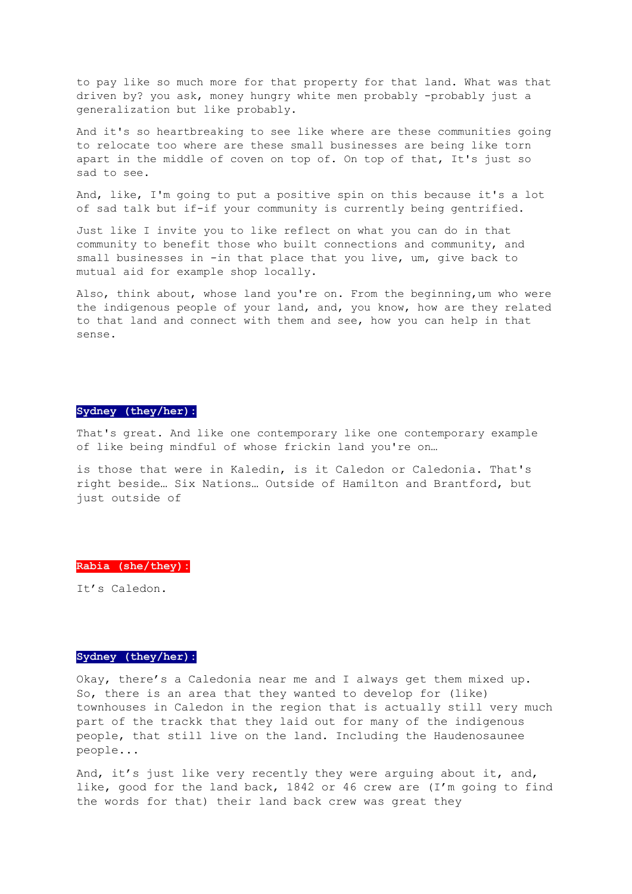to pay like so much more for that property for that land. What was that driven by? you ask, money hungry white men probably -probably just a generalization but like probably.

And it's so heartbreaking to see like where are these communities going to relocate too where are these small businesses are being like torn apart in the middle of coven on top of. On top of that, It's just so sad to see.

And, like, I'm going to put a positive spin on this because it's a lot of sad talk but if-if your community is currently being gentrified.

Just like I invite you to like reflect on what you can do in that community to benefit those who built connections and community, and small businesses in -in that place that you live, um, give back to mutual aid for example shop locally.

Also, think about, whose land you're on. From the beginning,um who were the indigenous people of your land, and, you know, how are they related to that land and connect with them and see, how you can help in that sense.

**Sydney (they/her):**

That's great. And like one contemporary like one contemporary example of like being mindful of whose frickin land you're on…

is those that were in Kaledin, is it Caledon or Caledonia. That's right beside… Six Nations… Outside of Hamilton and Brantford, but just outside of

**Rabia (she/they):**

It's Caledon.

**Sydney (they/her):**

Okay, there's a Caledonia near me and I always get them mixed up. So, there is an area that they wanted to develop for (like) townhouses in Caledon in the region that is actually still very much part of the trackk that they laid out for many of the indigenous people, that still live on the land. Including the Haudenosaunee people...

And, it's just like very recently they were arguing about it, and, like, good for the land back, 1842 or 46 crew are (I'm going to find the words for that) their land back crew was great they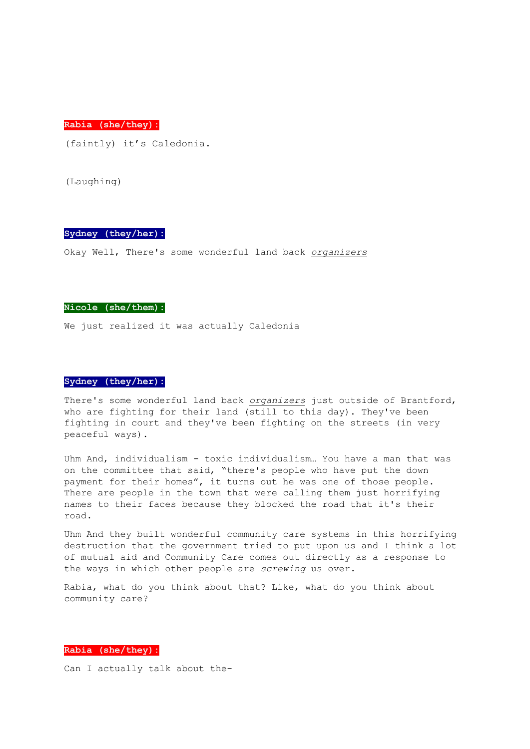**Rabia (she/they):**

(faintly) it’s Caledonia.

(Laughing)

**Sydney (they/her):**

Okay Well, There's some wonderful land back *organizers*

**Nicole (she/them):**

We just realized it was actually Caledonia

**Sydney (they/her):**

There's some wonderful land back *organizers* just outside of Brantford, who are fighting for their land (still to this day). They've been fighting in court and they've been fighting on the streets (in very peaceful ways).

Uhm And, individualism - toxic individualism… You have a man that was on the committee that said, “there's people who have put the down payment for their homes”, it turns out he was one of those people. There are people in the town that were calling them just horrifying names to their faces because they blocked the road that it's their road.

Uhm And they built wonderful community care systems in this horrifying destruction that the government tried to put upon us and I think a lot of mutual aid and Community Care comes out directly as a response to the ways in which other people are *screwing* us over.

Rabia, what do you think about that? Like, what do you think about community care?

**Rabia (she/they):**

Can I actually talk about the-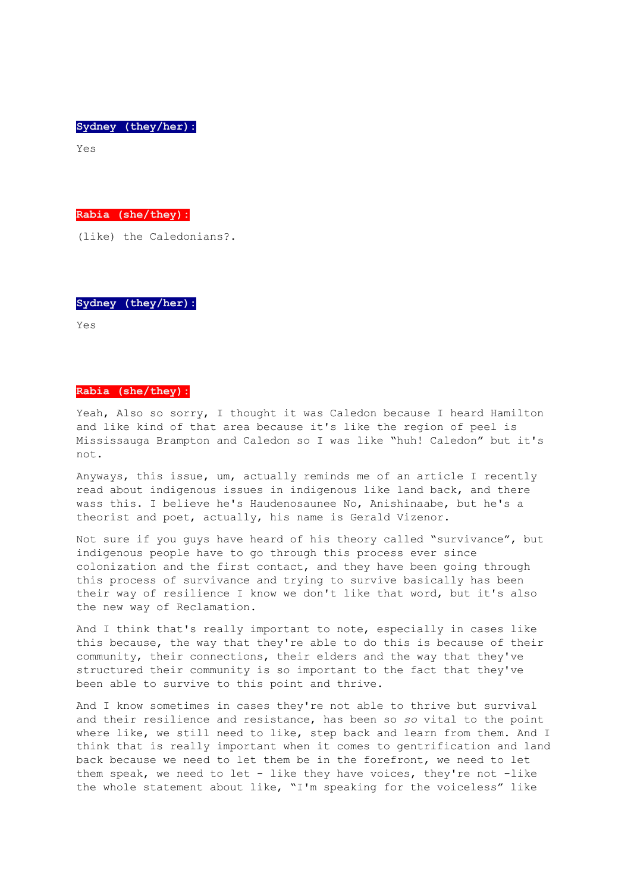**Sydney (they/her):**

Yes

**Rabia (she/they):**

(like) the Caledonians?.

**Sydney (they/her):**

Yes

**Rabia (she/they):**

Yeah, Also so sorry, I thought it was Caledon because I heard Hamilton and like kind of that area because it's like the region of peel is Mississauga Brampton and Caledon so I was like "huh! Caledon" but it's not.

Anyways, this issue, um, actually reminds me of an article I recently read about indigenous issues in indigenous like land back, and there wass this. I believe he's Haudenosaunee No, Anishinaabe, but he's a theorist and poet, actually, his name is Gerald Vizenor.

Not sure if you guys have heard of his theory called "survivance", but indigenous people have to go through this process ever since colonization and the first contact, and they have been going through this process of survivance and trying to survive basically has been their way of resilience I know we don't like that word, but it's also the new way of Reclamation.

And I think that's really important to note, especially in cases like this because, the way that they're able to do this is because of their community, their connections, their elders and the way that they've structured their community is so important to the fact that they've been able to survive to this point and thrive.

And I know sometimes in cases they're not able to thrive but survival and their resilience and resistance, has been so *so* vital to the point where like, we still need to like, step back and learn from them. And I think that is really important when it comes to gentrification and land back because we need to let them be in the forefront, we need to let them speak, we need to let - like they have voices, they're not -like the whole statement about like, "I'm speaking for the voiceless" like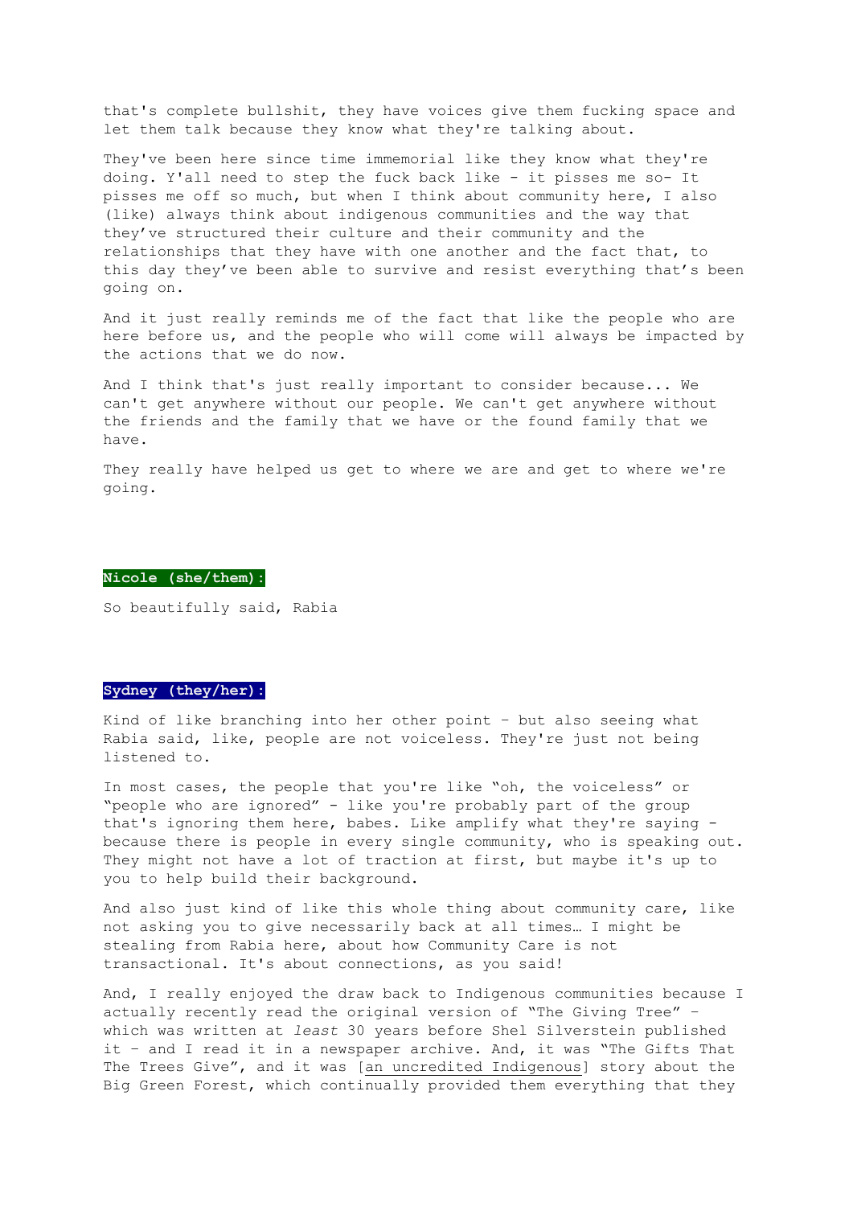that's complete bullshit, they have voices give them fucking space and let them talk because they know what they're talking about.

They've been here since time immemorial like they know what they're doing. Y'all need to step the fuck back like - it pisses me so- It pisses me off so much, but when I think about community here, I also (like) always think about indigenous communities and the way that they've structured their culture and their community and the relationships that they have with one another and the fact that, to this day they've been able to survive and resist everything that's been going on.

And it just really reminds me of the fact that like the people who are here before us, and the people who will come will always be impacted by the actions that we do now.

And I think that's just really important to consider because... We can't get anywhere without our people. We can't get anywhere without the friends and the family that we have or the found family that we have.

They really have helped us get to where we are and get to where we're going.

**Nicole (she/them):**

So beautifully said, Rabia

**Sydney (they/her):**

Kind of like branching into her other point – but also seeing what Rabia said, like, people are not voiceless. They're just not being listened to.

In most cases, the people that you're like "oh, the voiceless" or "people who are ignored" - like you're probably part of the group that's ignoring them here, babes. Like amplify what they're saying - because there is people in every single community, who is speaking out. They might not have a lot of traction at first, but maybe it's up to you to help build their background.

And also just kind of like this whole thing about community care, like not asking you to give necessarily back at all times… I might be stealing from Rabia here, about how Community Care is not transactional. It's about connections, as you said!

And, I really enjoyed the draw back to Indigenous communities because I actually recently read the original version of "The Giving Tree" – which was written at *least* 30 years before Shel Silverstein published it – and I read it in a newspaper archive. And, it was "The Gifts That The Trees Give", and it was [an uncredited Indigenous] story about the Big Green Forest, which continually provided them everything that they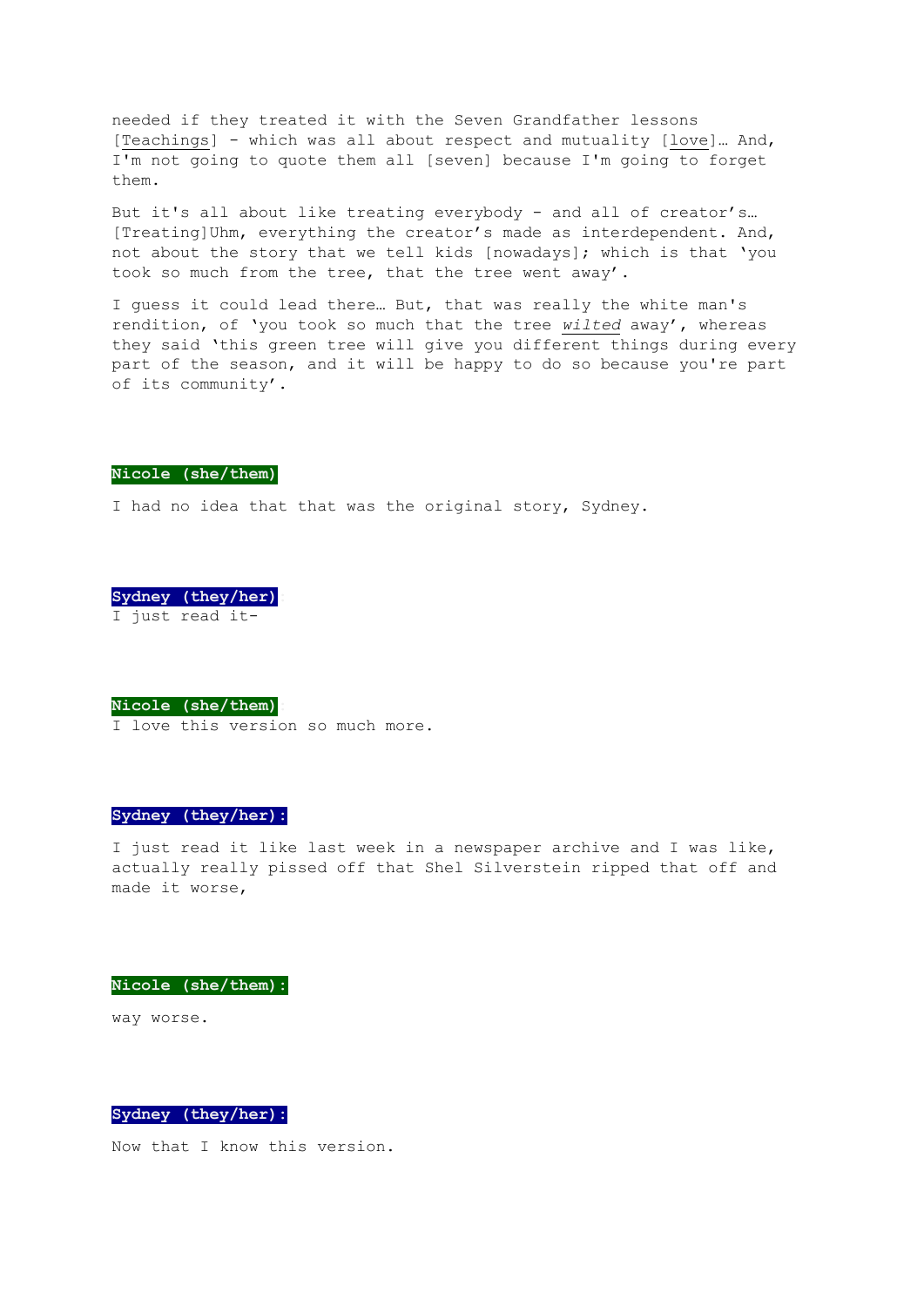needed if they treated it with the Seven Grandfather lessons [Teachings] - which was all about respect and mutuality [love]… And, I'm not going to quote them all [seven] because I'm going to forget them.

But it's all about like treating everybody - and all of creator's… [Treating]Uhm, everything the creator's made as interdependent. And, not about the story that we tell kids [nowadays]; which is that 'you took so much from the tree, that the tree went away'.

I guess it could lead there… But, that was really the white man's rendition, of 'you took so much that the tree *wilted* away', whereas they said 'this green tree will give you different things during every part of the season, and it will be happy to do so because you're part of its community'.

**Nicole (she/them)**

I had no idea that that was the original story, Sydney.

**Sydney (they/her)**

I just read it-

**Nicole (she/them)**

I love this version so much more.

**Sydney (they/her):**

I just read it like last week in a newspaper archive and I was like, actually really pissed off that Shel Silverstein ripped that off and made it worse,

**Nicole (she/them):**

way worse.

**Sydney (they/her):**

Now that I know this version.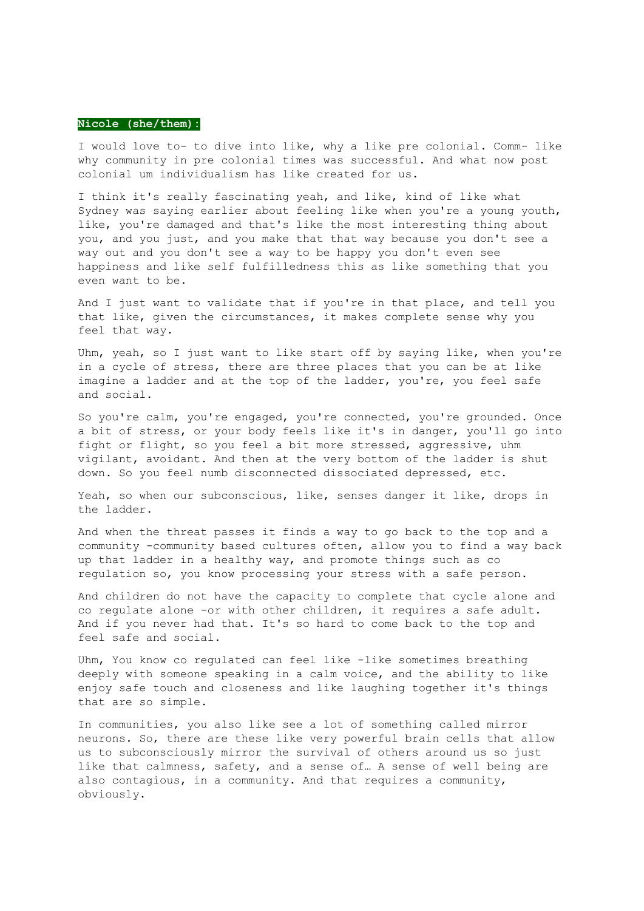**Nicole (she/them):**

I would love to- to dive into like, why a like pre colonial. Comm- like why community in pre colonial times was successful. And what now post colonial um individualism has like created for us.

I think it's really fascinating yeah, and like, kind of like what Sydney was saying earlier about feeling like when you're a young youth, like, you're damaged and that's like the most interesting thing about you, and you just, and you make that that way because you don't see a way out and you don't see a way to be happy you don't even see happiness and like self fulfilledness this as like something that you even want to be.

And I just want to validate that if you're in that place, and tell you that like, given the circumstances, it makes complete sense why you feel that way.

Uhm, yeah, so I just want to like start off by saying like, when you're in a cycle of stress, there are three places that you can be at like imagine a ladder and at the top of the ladder, you're, you feel safe and social.

So you're calm, you're engaged, you're connected, you're grounded. Once a bit of stress, or your body feels like it's in danger, you'll go into fight or flight, so you feel a bit more stressed, aggressive, uhm vigilant, avoidant. And then at the very bottom of the ladder is shut down. So you feel numb disconnected dissociated depressed, etc.

Yeah, so when our subconscious, like, senses danger it like, drops in the ladder.

And when the threat passes it finds a way to go back to the top and a community -community based cultures often, allow you to find a way back up that ladder in a healthy way, and promote things such as co regulation so, you know processing your stress with a safe person.

And children do not have the capacity to complete that cycle alone and co regulate alone -or with other children, it requires a safe adult. And if you never had that. It's so hard to come back to the top and feel safe and social.

Uhm, You know co regulated can feel like -like sometimes breathing deeply with someone speaking in a calm voice, and the ability to like enjoy safe touch and closeness and like laughing together it's things that are so simple.

In communities, you also like see a lot of something called mirror neurons. So, there are these like very powerful brain cells that allow us to subconsciously mirror the survival of others around us so just like that calmness, safety, and a sense of… A sense of well being are also contagious, in a community. And that requires a community, obviously.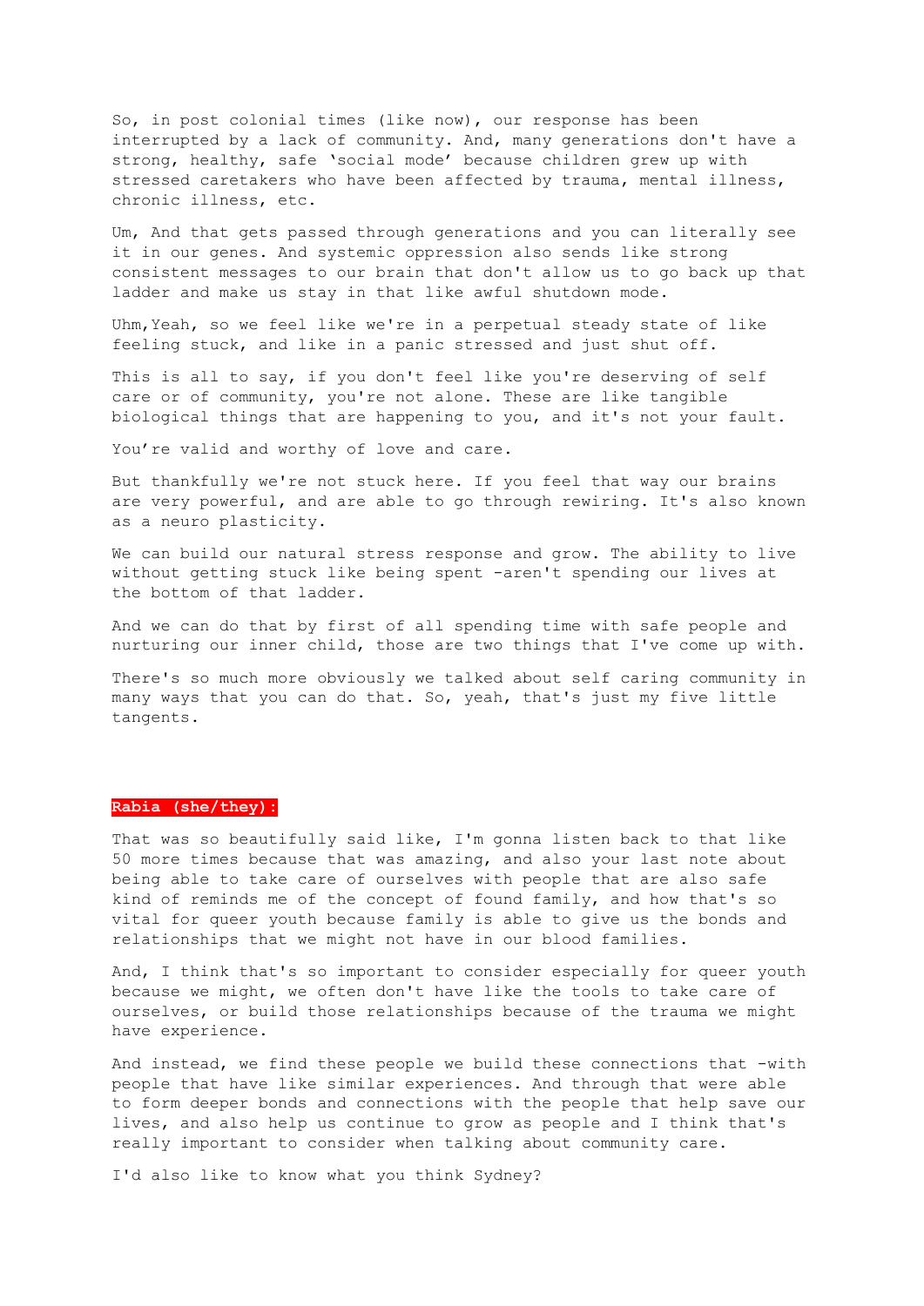So, in post colonial times (like now), our response has been interrupted by a lack of community. And, many generations don't have a strong, healthy, safe 'social mode' because children grew up with stressed caretakers who have been affected by trauma, mental illness, chronic illness, etc.

Um, And that gets passed through generations and you can literally see it in our genes. And systemic oppression also sends like strong consistent messages to our brain that don't allow us to go back up that ladder and make us stay in that like awful shutdown mode.

Uhm,Yeah, so we feel like we're in a perpetual steady state of like feeling stuck, and like in a panic stressed and just shut off.

This is all to say, if you don't feel like you're deserving of self care or of community, you're not alone. These are like tangible biological things that are happening to you, and it's not your fault.

You're valid and worthy of love and care.

But thankfully we're not stuck here. If you feel that way our brains are very powerful, and are able to go through rewiring. It's also known as a neuro plasticity.

We can build our natural stress response and grow. The ability to live without getting stuck like being spent -aren't spending our lives at the bottom of that ladder.

And we can do that by first of all spending time with safe people and nurturing our inner child, those are two things that I've come up with.

There's so much more obviously we talked about self caring community in many ways that you can do that. So, yeah, that's just my five little tangents.

**Rabia (she/they):**

That was so beautifully said like, I'm gonna listen back to that like 50 more times because that was amazing, and also your last note about being able to take care of ourselves with people that are also safe kind of reminds me of the concept of found family, and how that's so vital for queer youth because family is able to give us the bonds and relationships that we might not have in our blood families.

And, I think that's so important to consider especially for queer youth because we might, we often don't have like the tools to take care of ourselves, or build those relationships because of the trauma we might have experience.

And instead, we find these people we build these connections that -with people that have like similar experiences. And through that were able to form deeper bonds and connections with the people that help save our lives, and also help us continue to grow as people and I think that's really important to consider when talking about community care.

I'd also like to know what you think Sydney?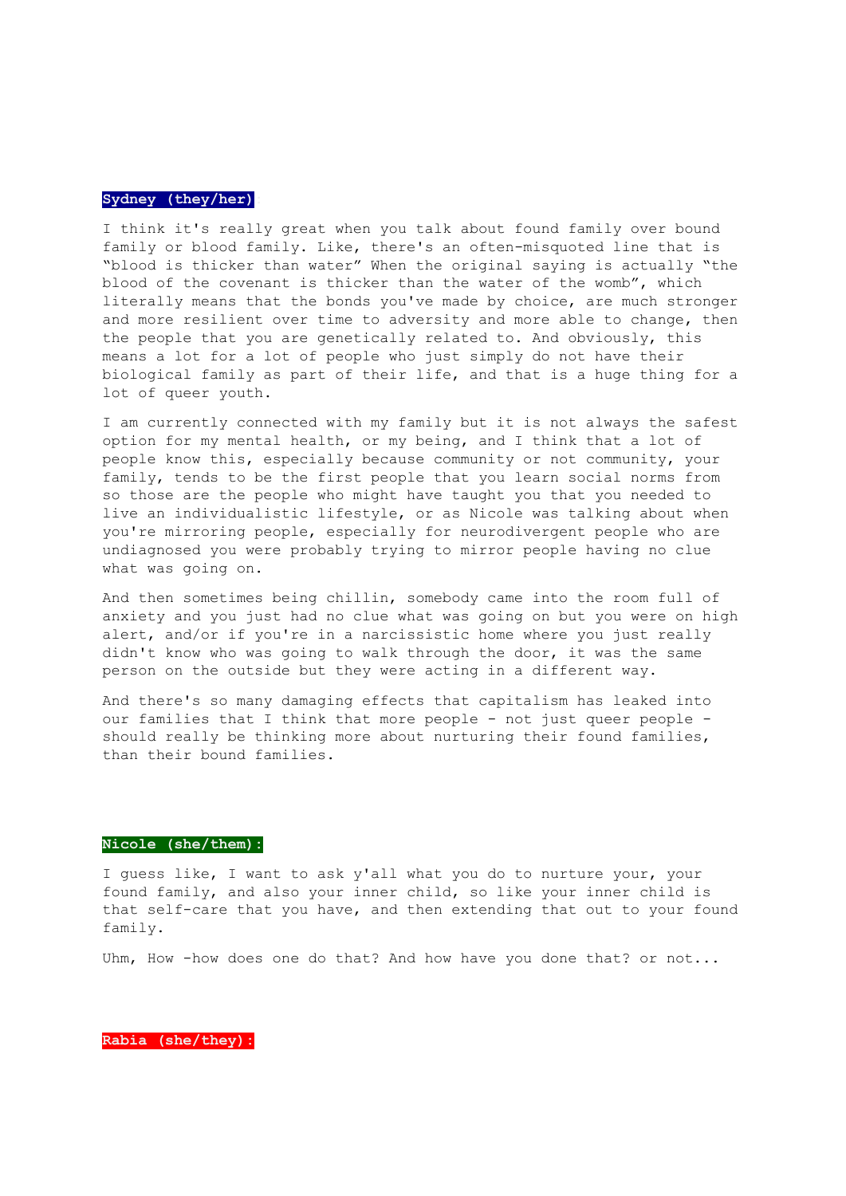**Sydney (they/her)**

I think it's really great when you talk about found family over bound family or blood family. Like, there's an often-misquoted line that is "blood is thicker than water" When the original saying is actually "the blood of the covenant is thicker than the water of the womb", which literally means that the bonds you've made by choice, are much stronger and more resilient over time to adversity and more able to change, then the people that you are genetically related to. And obviously, this means a lot for a lot of people who just simply do not have their biological family as part of their life, and that is a huge thing for a lot of queer youth.

I am currently connected with my family but it is not always the safest option for my mental health, or my being, and I think that a lot of people know this, especially because community or not community, your family, tends to be the first people that you learn social norms from so those are the people who might have taught you that you needed to live an individualistic lifestyle, or as Nicole was talking about when you're mirroring people, especially for neurodivergent people who are undiagnosed you were probably trying to mirror people having no clue what was going on.

And then sometimes being chillin, somebody came into the room full of anxiety and you just had no clue what was going on but you were on high alert, and/or if you're in a narcissistic home where you just really didn't know who was going to walk through the door, it was the same person on the outside but they were acting in a different way.

And there's so many damaging effects that capitalism has leaked into our families that I think that more people - not just queer people - should really be thinking more about nurturing their found families, than their bound families.

**Nicole (she/them):**

I guess like, I want to ask y'all what you do to nurture your, your found family, and also your inner child, so like your inner child is that self-care that you have, and then extending that out to your found family.

Uhm, How -how does one do that? And how have you done that? or not...

**Rabia (she/they):**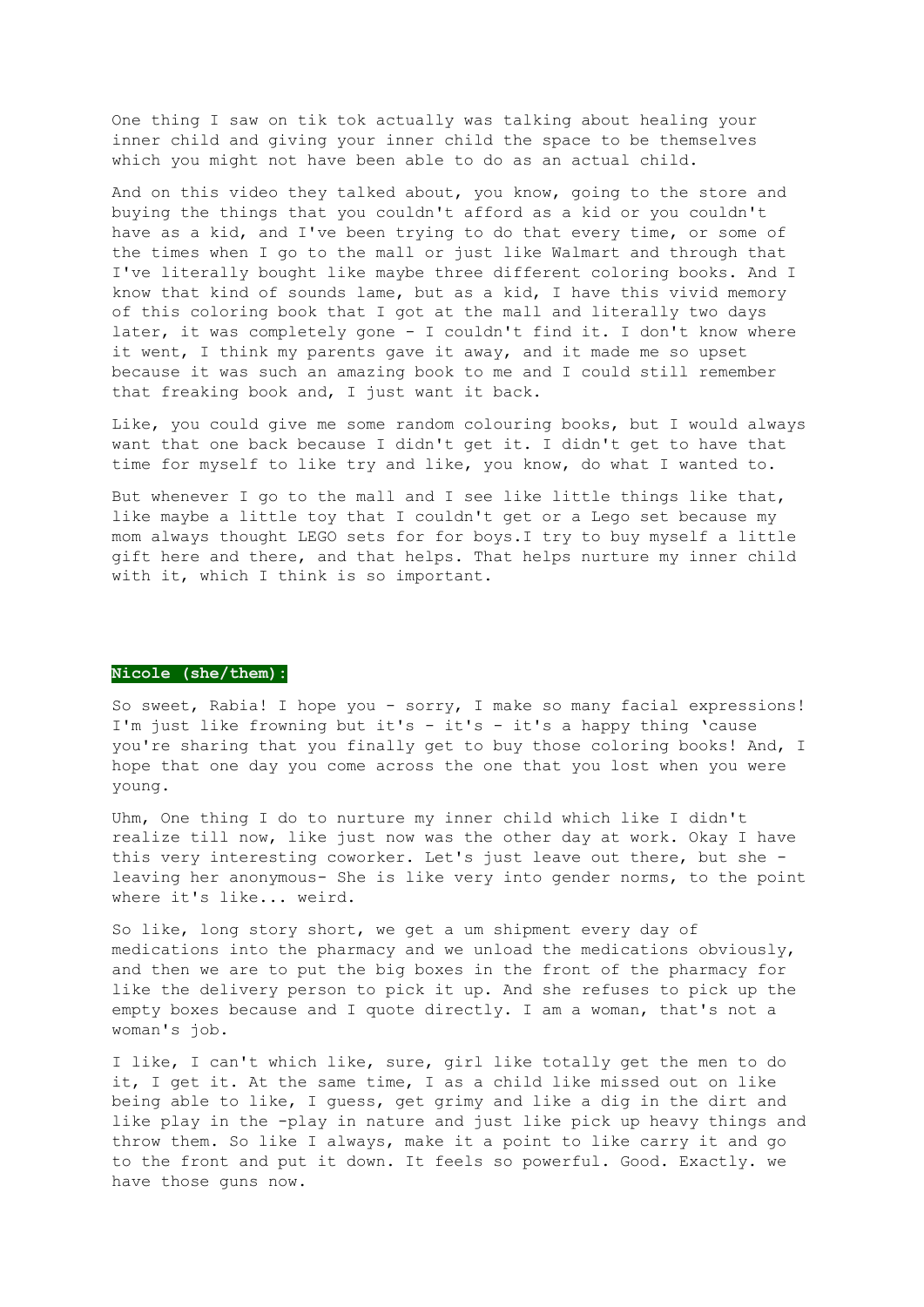One thing I saw on tik tok actually was talking about healing your inner child and giving your inner child the space to be themselves which you might not have been able to do as an actual child.

And on this video they talked about, you know, going to the store and buying the things that you couldn't afford as a kid or you couldn't have as a kid, and I've been trying to do that every time, or some of the times when I go to the mall or just like Walmart and through that I've literally bought like maybe three different coloring books. And I know that kind of sounds lame, but as a kid, I have this vivid memory of this coloring book that I got at the mall and literally two days later, it was completely gone - I couldn't find it. I don't know where it went, I think my parents gave it away, and it made me so upset because it was such an amazing book to me and I could still remember that freaking book and, I just want it back.

Like, you could give me some random colouring books, but I would always want that one back because I didn't get it. I didn't get to have that time for myself to like try and like, you know, do what I wanted to.

But whenever I go to the mall and I see like little things like that, like maybe a little toy that I couldn't get or a Lego set because my mom always thought LEGO sets for for boys.I try to buy myself a little gift here and there, and that helps. That helps nurture my inner child with it, which I think is so important.

**Nicole (she/them):**

So sweet, Rabia! I hope you - sorry, I make so many facial expressions! I'm just like frowning but it's - it's - it's a happy thing 'cause you're sharing that you finally get to buy those coloring books! And, I hope that one day you come across the one that you lost when you were young.

Uhm, One thing I do to nurture my inner child which like I didn't realize till now, like just now was the other day at work. Okay I have this very interesting coworker. Let's just leave out there, but she - leaving her anonymous- She is like very into gender norms, to the point where it's like... weird.

So like, long story short, we get a um shipment every day of medications into the pharmacy and we unload the medications obviously, and then we are to put the big boxes in the front of the pharmacy for like the delivery person to pick it up. And she refuses to pick up the empty boxes because and I quote directly. I am a woman, that's not a woman's job.

I like, I can't which like, sure, girl like totally get the men to do it, I get it. At the same time, I as a child like missed out on like being able to like, I guess, get grimy and like a dig in the dirt and like play in the -play in nature and just like pick up heavy things and throw them. So like I always, make it a point to like carry it and go to the front and put it down. It feels so powerful. Good. Exactly. we have those guns now.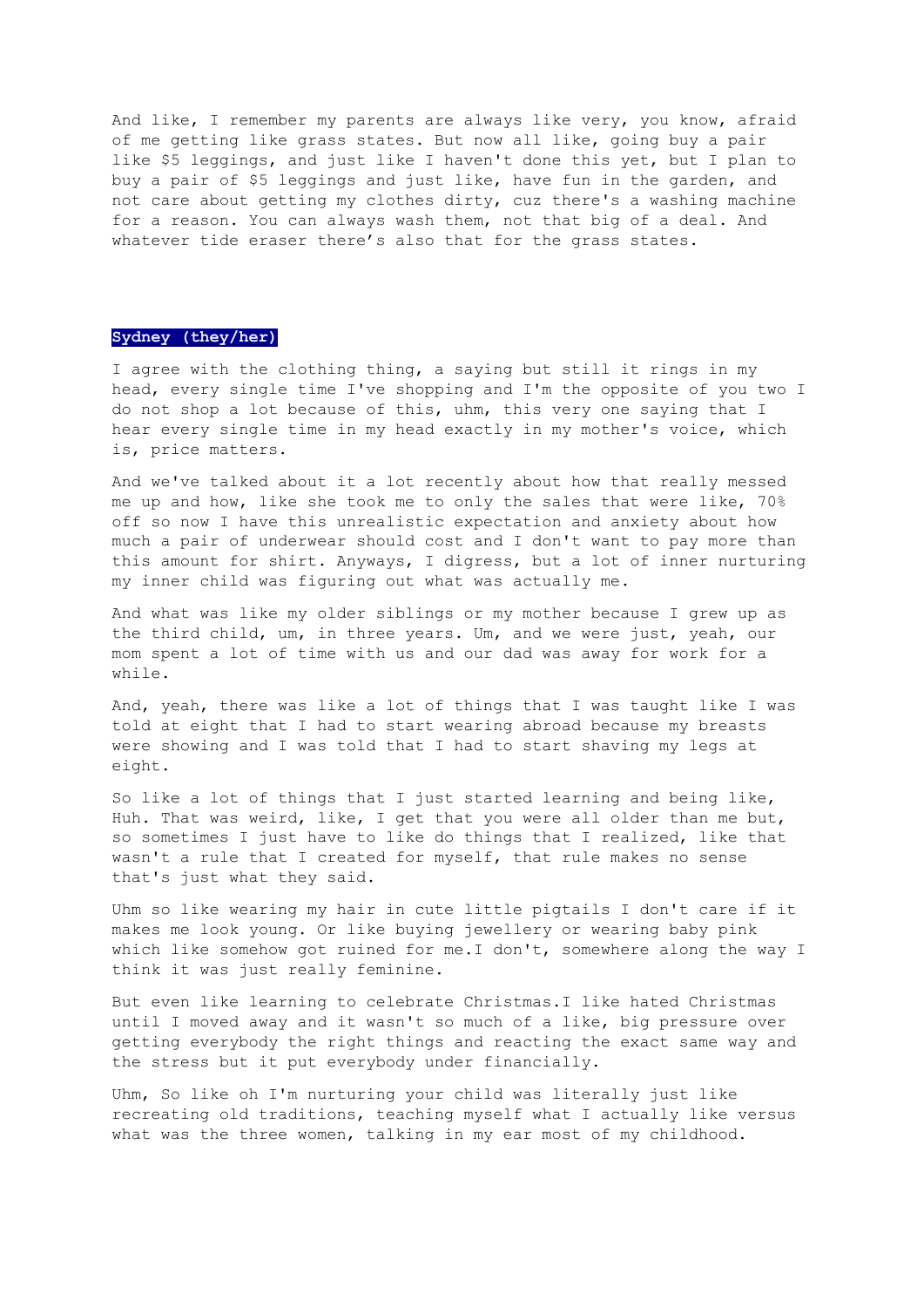And like, I remember my parents are always like very, you know, afraid of me getting like grass states. But now all like, going buy a pair like $5 leggings, and just like I haven't done this yet, but I plan to buy a pair of $5 leggings and just like, have fun in the garden, and not care about getting my clothes dirty, cuz there's a washing machine for a reason. You can always wash them, not that big of a deal. And whatever tide eraser there's also that for the grass states.

**Sydney (they/her)**

I agree with the clothing thing, a saying but still it rings in my head, every single time I've shopping and I'm the opposite of you two I do not shop a lot because of this, uhm, this very one saying that I hear every single time in my head exactly in my mother's voice, which is, price matters.

And we've talked about it a lot recently about how that really messed me up and how, like she took me to only the sales that were like, 70% off so now I have this unrealistic expectation and anxiety about how much a pair of underwear should cost and I don't want to pay more than this amount for shirt. Anyways, I digress, but a lot of inner nurturing my inner child was figuring out what was actually me.

And what was like my older siblings or my mother because I grew up as the third child, um, in three years. Um, and we were just, yeah, our mom spent a lot of time with us and our dad was away for work for a while.

And, yeah, there was like a lot of things that I was taught like I was told at eight that I had to start wearing abroad because my breasts were showing and I was told that I had to start shaving my legs at eight.

So like a lot of things that I just started learning and being like, Huh. That was weird, like, I get that you were all older than me but, so sometimes I just have to like do things that I realized, like that wasn't a rule that I created for myself, that rule makes no sense that's just what they said.

Uhm so like wearing my hair in cute little pigtails I don't care if it makes me look young. Or like buying jewellery or wearing baby pink which like somehow got ruined for me.I don't, somewhere along the way I think it was just really feminine.

But even like learning to celebrate Christmas.I like hated Christmas until I moved away and it wasn't so much of a like, big pressure over getting everybody the right things and reacting the exact same way and the stress but it put everybody under financially.

Uhm, So like oh I'm nurturing your child was literally just like recreating old traditions, teaching myself what I actually like versus what was the three women, talking in my ear most of my childhood.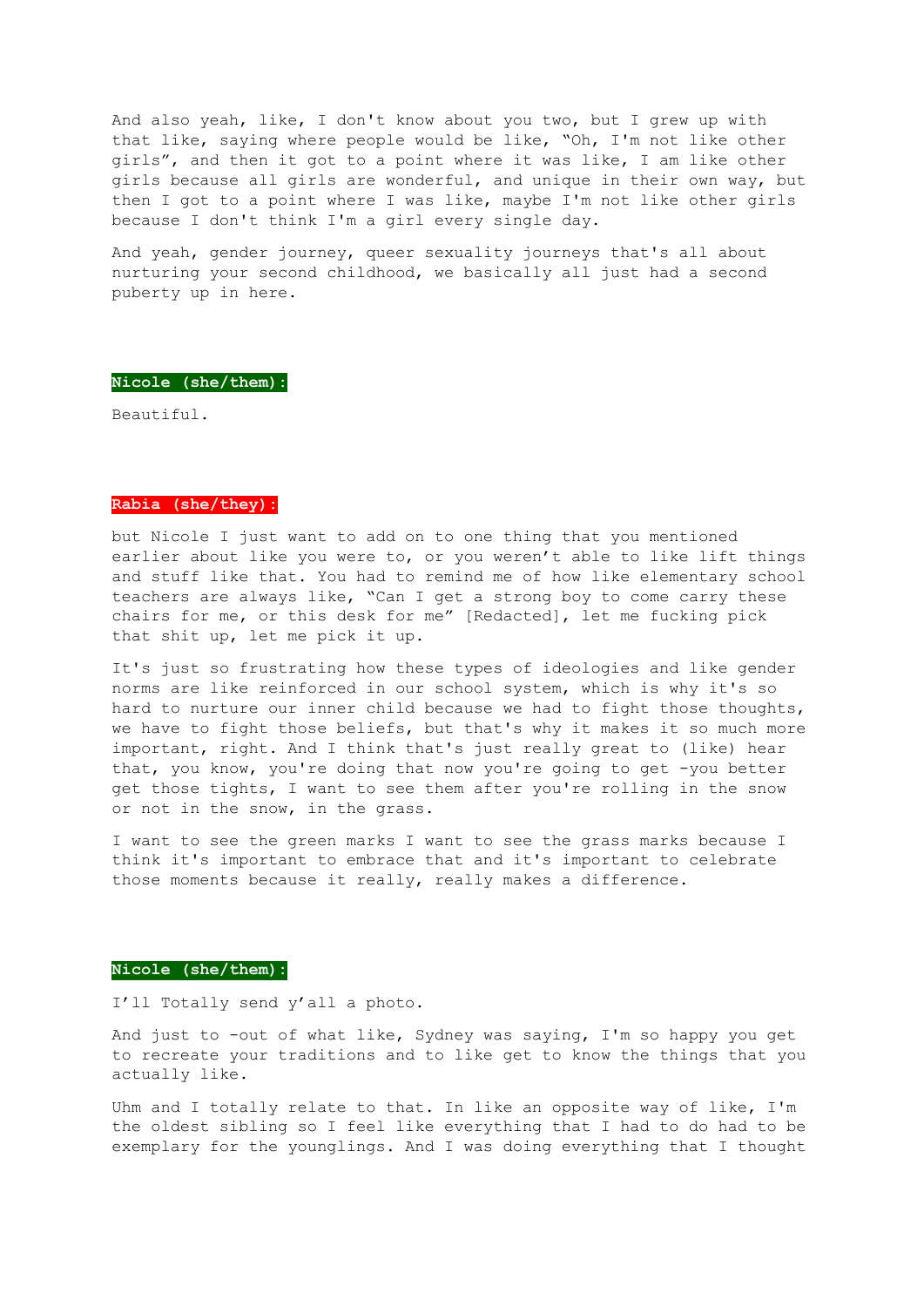And also yeah, like, I don't know about you two, but I grew up with that like, saying where people would be like, "Oh, I'm not like other girls", and then it got to a point where it was like, I am like other girls because all girls are wonderful, and unique in their own way, but then I got to a point where I was like, maybe I'm not like other girls because I don't think I'm a girl every single day.

And yeah, gender journey, queer sexuality journeys that's all about nurturing your second childhood, we basically all just had a second puberty up in here.

**Nicole (she/them):**

Beautiful.

**Rabia (she/they):**

but Nicole I just want to add on to one thing that you mentioned earlier about like you were to, or you weren't able to like lift things and stuff like that. You had to remind me of how like elementary school teachers are always like, "Can I get a strong boy to come carry these chairs for me, or this desk for me" [Redacted], let me fucking pick that shit up, let me pick it up.

It's just so frustrating how these types of ideologies and like gender norms are like reinforced in our school system, which is why it's so hard to nurture our inner child because we had to fight those thoughts, we have to fight those beliefs, but that's why it makes it so much more important, right. And I think that's just really great to (like) hear that, you know, you're doing that now you're going to get -you better get those tights, I want to see them after you're rolling in the snow or not in the snow, in the grass.

I want to see the green marks I want to see the grass marks because I think it's important to embrace that and it's important to celebrate those moments because it really, really makes a difference.

**Nicole (she/them):**

I'll Totally send y'all a photo.

And just to -out of what like, Sydney was saying, I'm so happy you get to recreate your traditions and to like get to know the things that you actually like.

Uhm and I totally relate to that. In like an opposite way of like, I'm the oldest sibling so I feel like everything that I had to do had to be exemplary for the younglings. And I was doing everything that I thought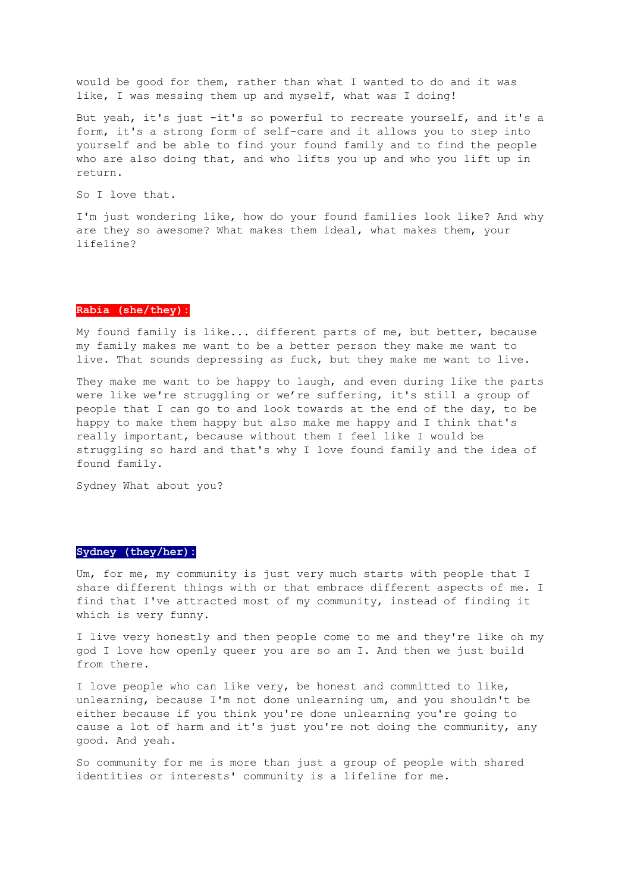would be good for them, rather than what I wanted to do and it was like, I was messing them up and myself, what was I doing!

But yeah, it's just -it's so powerful to recreate yourself, and it's a form, it's a strong form of self-care and it allows you to step into yourself and be able to find your found family and to find the people who are also doing that, and who lifts you up and who you lift up in return.

So I love that.

I'm just wondering like, how do your found families look like? And why are they so awesome? What makes them ideal, what makes them, your lifeline?

**Rabia (she/they):**

My found family is like... different parts of me, but better, because my family makes me want to be a better person they make me want to live. That sounds depressing as fuck, but they make me want to live.

They make me want to be happy to laugh, and even during like the parts were like we're struggling or we're suffering, it's still a group of people that I can go to and look towards at the end of the day, to be happy to make them happy but also make me happy and I think that's really important, because without them I feel like I would be struggling so hard and that's why I love found family and the idea of found family.

Sydney What about you?

**Sydney (they/her):**

Um, for me, my community is just very much starts with people that I share different things with or that embrace different aspects of me. I find that I've attracted most of my community, instead of finding it which is very funny.

I live very honestly and then people come to me and they're like oh my god I love how openly queer you are so am I. And then we just build from there.

I love people who can like very, be honest and committed to like, unlearning, because I'm not done unlearning um, and you shouldn't be either because if you think you're done unlearning you're going to cause a lot of harm and it's just you're not doing the community, any good. And yeah.

So community for me is more than just a group of people with shared identities or interests' community is a lifeline for me.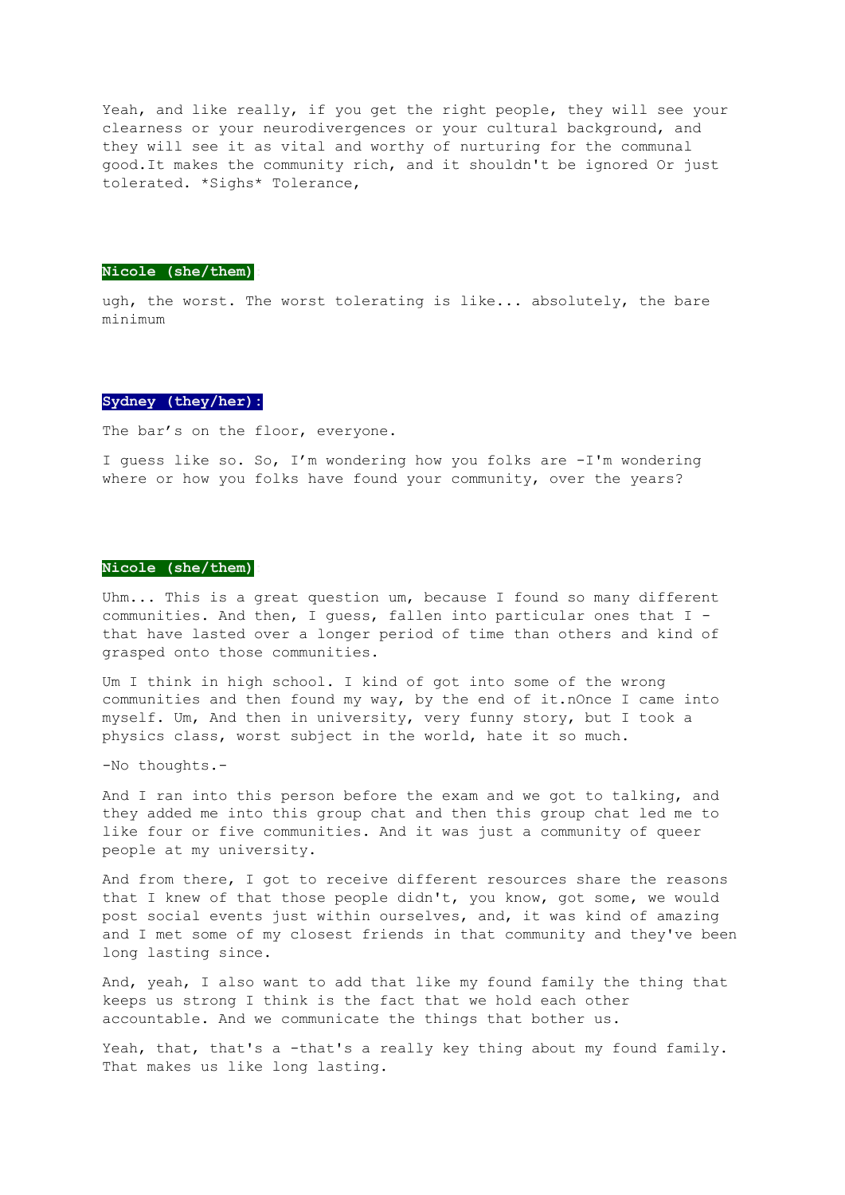Yeah, and like really, if you get the right people, they will see your clearness or your neurodivergences or your cultural background, and they will see it as vital and worthy of nurturing for the communal good.It makes the community rich, and it shouldn't be ignored Or just tolerated. *Sighs* Tolerance,

**Nicole (she/them)**:

ugh, the worst. The worst tolerating is like... absolutely, the bare minimum

**Sydney (they/her):**

The bar's on the floor, everyone.

I guess like so. So, I'm wondering how you folks are -I'm wondering where or how you folks have found your community, over the years?

**Nicole (she/them)**:

Uhm... This is a great question um, because I found so many different communities. And then, I guess, fallen into particular ones that I - that have lasted over a longer period of time than others and kind of grasped onto those communities.

Um I think in high school. I kind of got into some of the wrong communities and then found my way, by the end of it.nOnce I came into myself. Um, And then in university, very funny story, but I took a physics class, worst subject in the world, hate it so much.

-No thoughts.-

And I ran into this person before the exam and we got to talking, and they added me into this group chat and then this group chat led me to like four or five communities. And it was just a community of queer people at my university.

And from there, I got to receive different resources share the reasons that I knew of that those people didn't, you know, got some, we would post social events just within ourselves, and, it was kind of amazing and I met some of my closest friends in that community and they've been long lasting since.

And, yeah, I also want to add that like my found family the thing that keeps us strong I think is the fact that we hold each other accountable. And we communicate the things that bother us.

Yeah, that, that's a -that's a really key thing about my found family. That makes us like long lasting.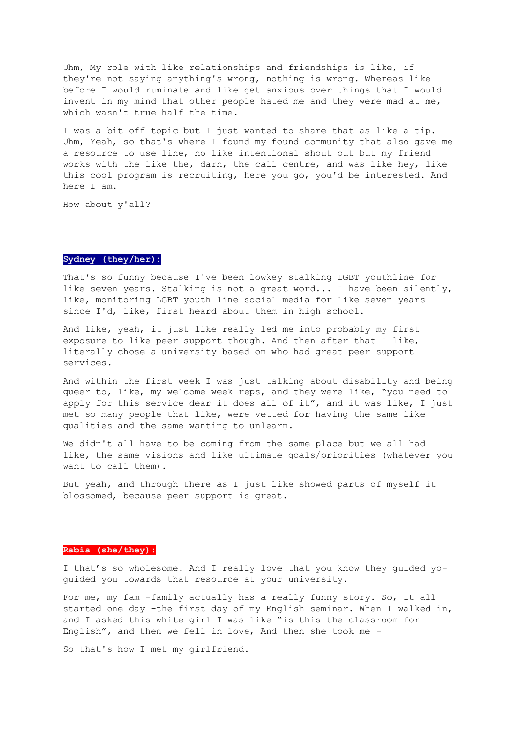Uhm, My role with like relationships and friendships is like, if they're not saying anything's wrong, nothing is wrong. Whereas like before I would ruminate and like get anxious over things that I would invent in my mind that other people hated me and they were mad at me, which wasn't true half the time.

I was a bit off topic but I just wanted to share that as like a tip. Uhm, Yeah, so that's where I found my found community that also gave me a resource to use line, no like intentional shout out but my friend works with the like the, darn, the call centre, and was like hey, like this cool program is recruiting, here you go, you'd be interested. And here I am.

How about y'all?

**Sydney (they/her):**

That's so funny because I've been lowkey stalking LGBT youthline for like seven years. Stalking is not a great word... I have been silently, like, monitoring LGBT youth line social media for like seven years since I'd, like, first heard about them in high school.

And like, yeah, it just like really led me into probably my first exposure to like peer support though. And then after that I like, literally chose a university based on who had great peer support services.

And within the first week I was just talking about disability and being queer to, like, my welcome week reps, and they were like, "you need to apply for this service dear it does all of it", and it was like, I just met so many people that like, were vetted for having the same like qualities and the same wanting to unlearn.

We didn't all have to be coming from the same place but we all had like, the same visions and like ultimate goals/priorities (whatever you want to call them).

But yeah, and through there as I just like showed parts of myself it blossomed, because peer support is great.

**Rabia (she/they):**

I that's so wholesome. And I really love that you know they guided yo-guided you towards that resource at your university.

For me, my fam -family actually has a really funny story. So, it all started one day -the first day of my English seminar. When I walked in, and I asked this white girl I was like "is this the classroom for English", and then we fell in love, And then she took me -

So that's how I met my girlfriend.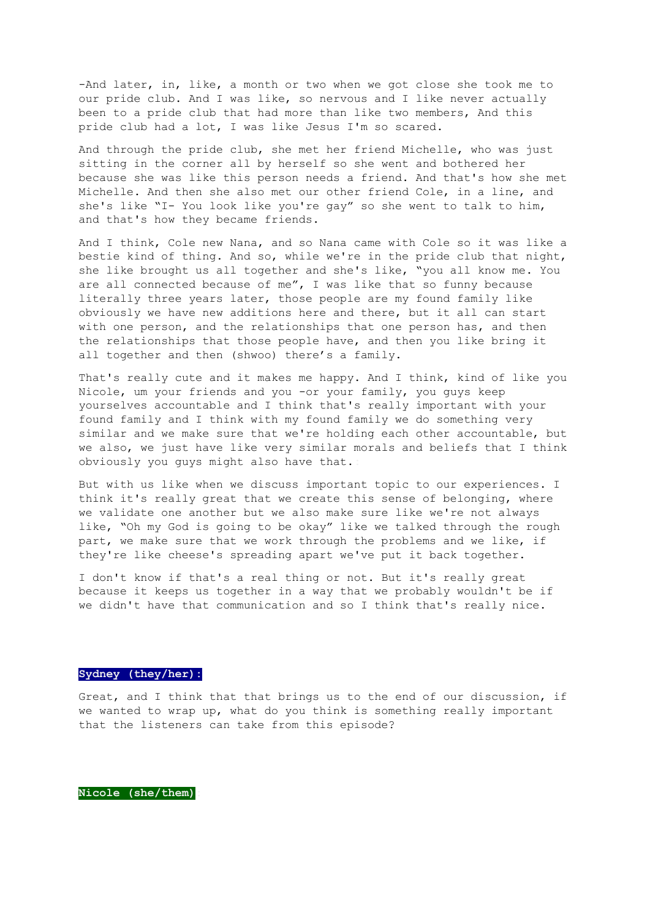-And later, in, like, a month or two when we got close she took me to our pride club. And I was like, so nervous and I like never actually been to a pride club that had more than like two members, And this pride club had a lot, I was like Jesus I'm so scared.

And through the pride club, she met her friend Michelle, who was just sitting in the corner all by herself so she went and bothered her because she was like this person needs a friend. And that's how she met Michelle. And then she also met our other friend Cole, in a line, and she's like "I- You look like you're gay" so she went to talk to him, and that's how they became friends.

And I think, Cole new Nana, and so Nana came with Cole so it was like a bestie kind of thing. And so, while we're in the pride club that night, she like brought us all together and she's like, "you all know me. You are all connected because of me", I was like that so funny because literally three years later, those people are my found family like obviously we have new additions here and there, but it all can start with one person, and the relationships that one person has, and then the relationships that those people have, and then you like bring it all together and then (shwoo) there's a family.

That's really cute and it makes me happy. And I think, kind of like you Nicole, um your friends and you -or your family, you guys keep yourselves accountable and I think that's really important with your found family and I think with my found family we do something very similar and we make sure that we're holding each other accountable, but we also, we just have like very similar morals and beliefs that I think obviously you guys might also have that.

But with us like when we discuss important topic to our experiences. I think it's really great that we create this sense of belonging, where we validate one another but we also make sure like we're not always like, "Oh my God is going to be okay" like we talked through the rough part, we make sure that we work through the problems and we like, if they're like cheese's spreading apart we've put it back together.

I don't know if that's a real thing or not. But it's really great because it keeps us together in a way that we probably wouldn't be if we didn't have that communication and so I think that's really nice.

**Sydney (they/her):**

Great, and I think that that brings us to the end of our discussion, if we wanted to wrap up, what do you think is something really important that the listeners can take from this episode?

**Nicole (she/them)**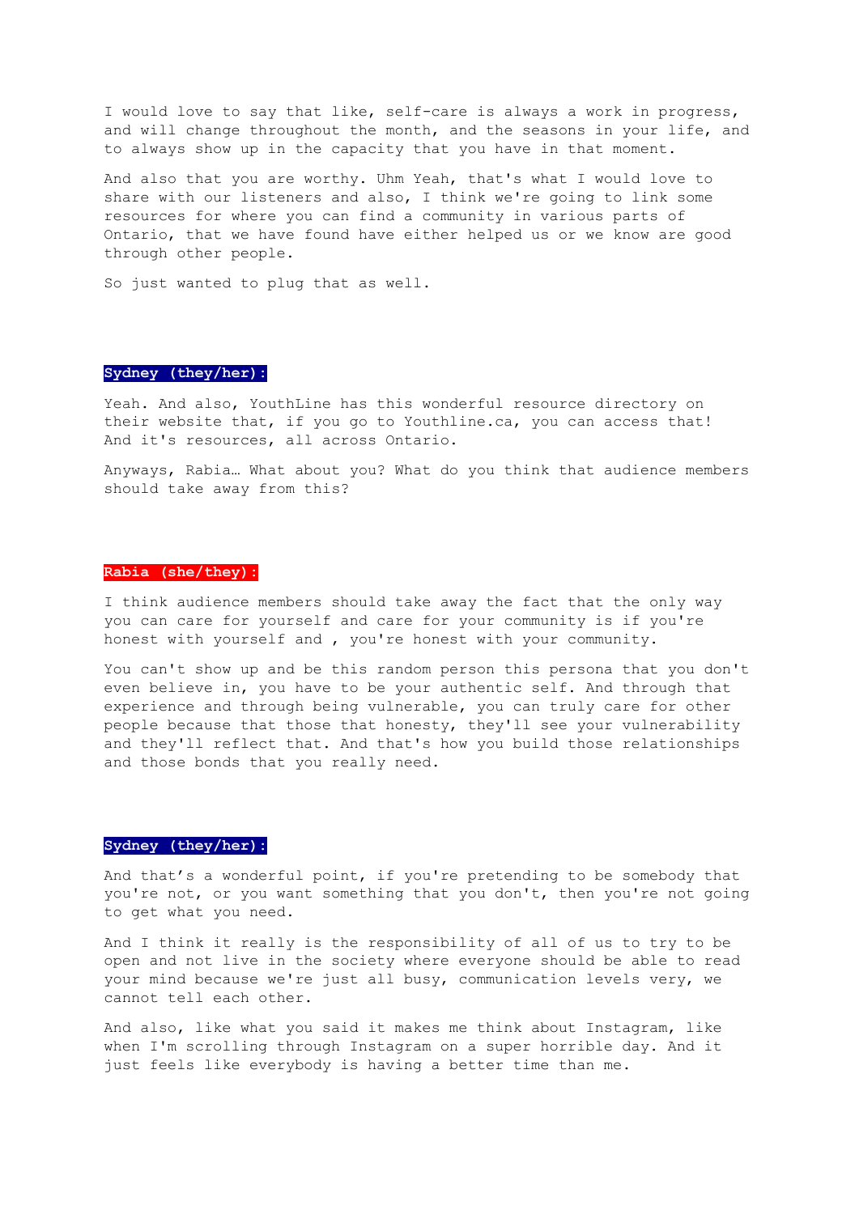I would love to say that like, self-care is always a work in progress, and will change throughout the month, and the seasons in your life, and to always show up in the capacity that you have in that moment.

And also that you are worthy. Uhm Yeah, that's what I would love to share with our listeners and also, I think we're going to link some resources for where you can find a community in various parts of Ontario, that we have found have either helped us or we know are good through other people.

So just wanted to plug that as well.

**Sydney (they/her):**

Yeah. And also, YouthLine has this wonderful resource directory on their website that, if you go to Youthline.ca, you can access that! And it's resources, all across Ontario.

Anyways, Rabia… What about you? What do you think that audience members should take away from this?

**Rabia (she/they):**

I think audience members should take away the fact that the only way you can care for yourself and care for your community is if you're honest with yourself and , you're honest with your community.

You can't show up and be this random person this persona that you don't even believe in, you have to be your authentic self. And through that experience and through being vulnerable, you can truly care for other people because that those that honesty, they'll see your vulnerability and they'll reflect that. And that's how you build those relationships and those bonds that you really need.

**Sydney (they/her):**

And that’s a wonderful point, if you're pretending to be somebody that you're not, or you want something that you don't, then you're not going to get what you need.

And I think it really is the responsibility of all of us to try to be open and not live in the society where everyone should be able to read your mind because we're just all busy, communication levels very, we cannot tell each other.

And also, like what you said it makes me think about Instagram, like when I'm scrolling through Instagram on a super horrible day. And it just feels like everybody is having a better time than me.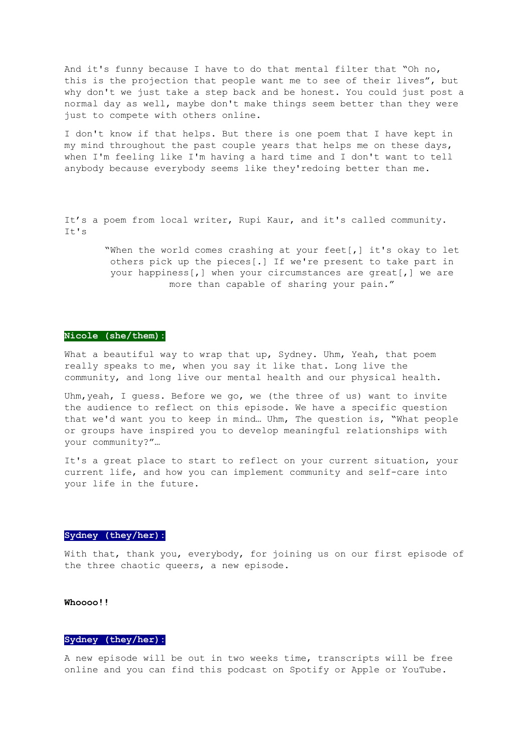And it's funny because I have to do that mental filter that "Oh no, this is the projection that people want me to see of their lives", but why don't we just take a step back and be honest. You could just post a normal day as well, maybe don't make things seem better than they were just to compete with others online.

I don't know if that helps. But there is one poem that I have kept in my mind throughout the past couple years that helps me on these days, when I'm feeling like I'm having a hard time and I don't want to tell anybody because everybody seems like they'redoing better than me.

It's a poem from local writer, Rupi Kaur, and it's called community. It's

> "When the world comes crashing at your feet[,] it's okay to let others pick up the pieces[.] If we're present to take part in your happiness[,] when your circumstances are great[,] we are more than capable of sharing your pain."

**Nicole (she/them):**

What a beautiful way to wrap that up, Sydney. Uhm, Yeah, that poem really speaks to me, when you say it like that. Long live the community, and long live our mental health and our physical health.

Uhm,yeah, I guess. Before we go, we (the three of us) want to invite the audience to reflect on this episode. We have a specific question that we'd want you to keep in mind… Uhm, The question is, "What people or groups have inspired you to develop meaningful relationships with your community?"…

It's a great place to start to reflect on your current situation, your current life, and how you can implement community and self-care into your life in the future.

**Sydney (they/her):**

With that, thank you, everybody, for joining us on our first episode of the three chaotic queers, a new episode.

**Whoooo!!**

**Sydney (they/her):**

A new episode will be out in two weeks time, transcripts will be free online and you can find this podcast on Spotify or Apple or YouTube.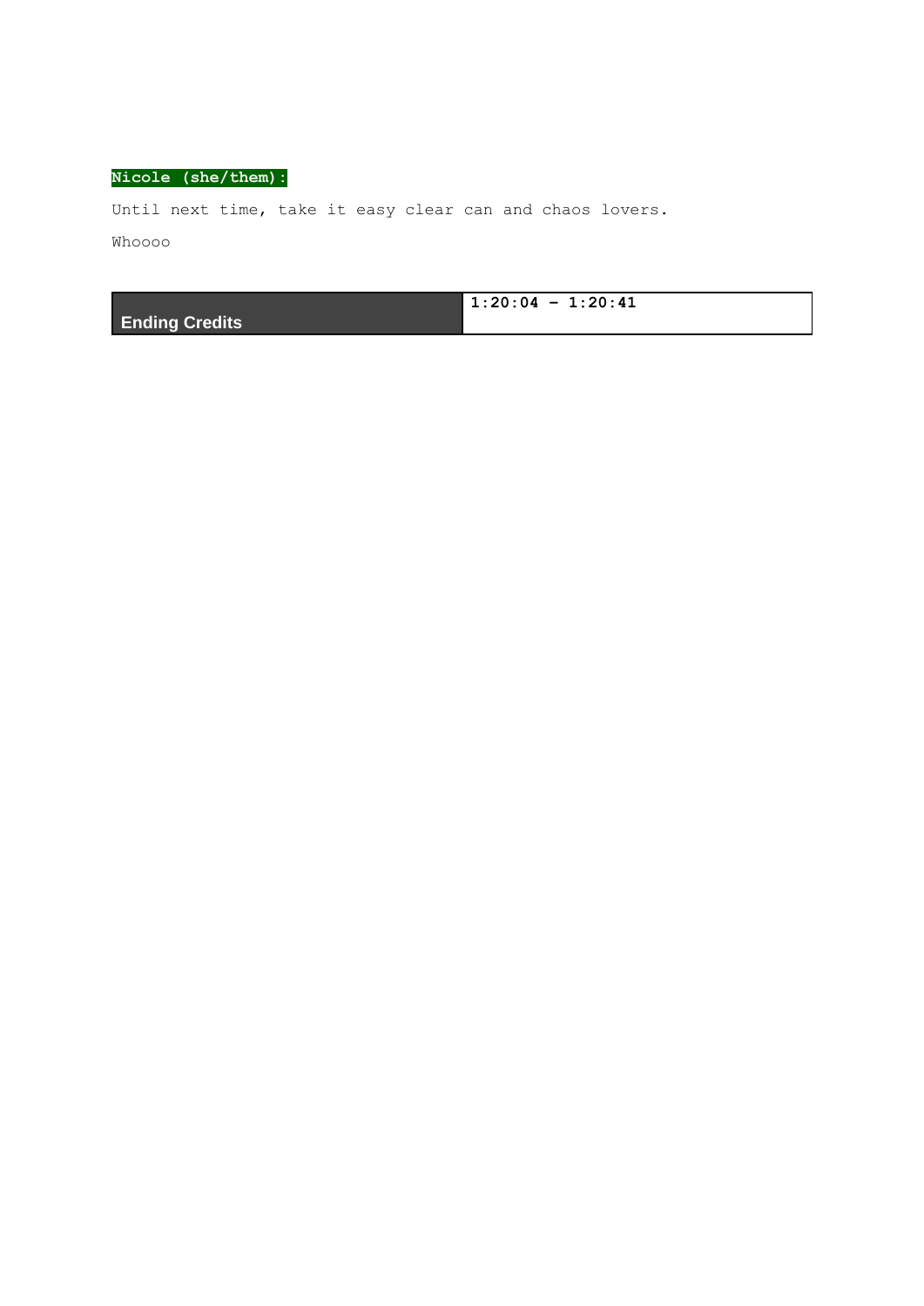**Nicole (she/them):**

Until next time, take it easy clear can and chaos lovers.

Whoooo

| | |
|---|---|
| **Ending Credits** | **1:20:04 – 1:20:41** |